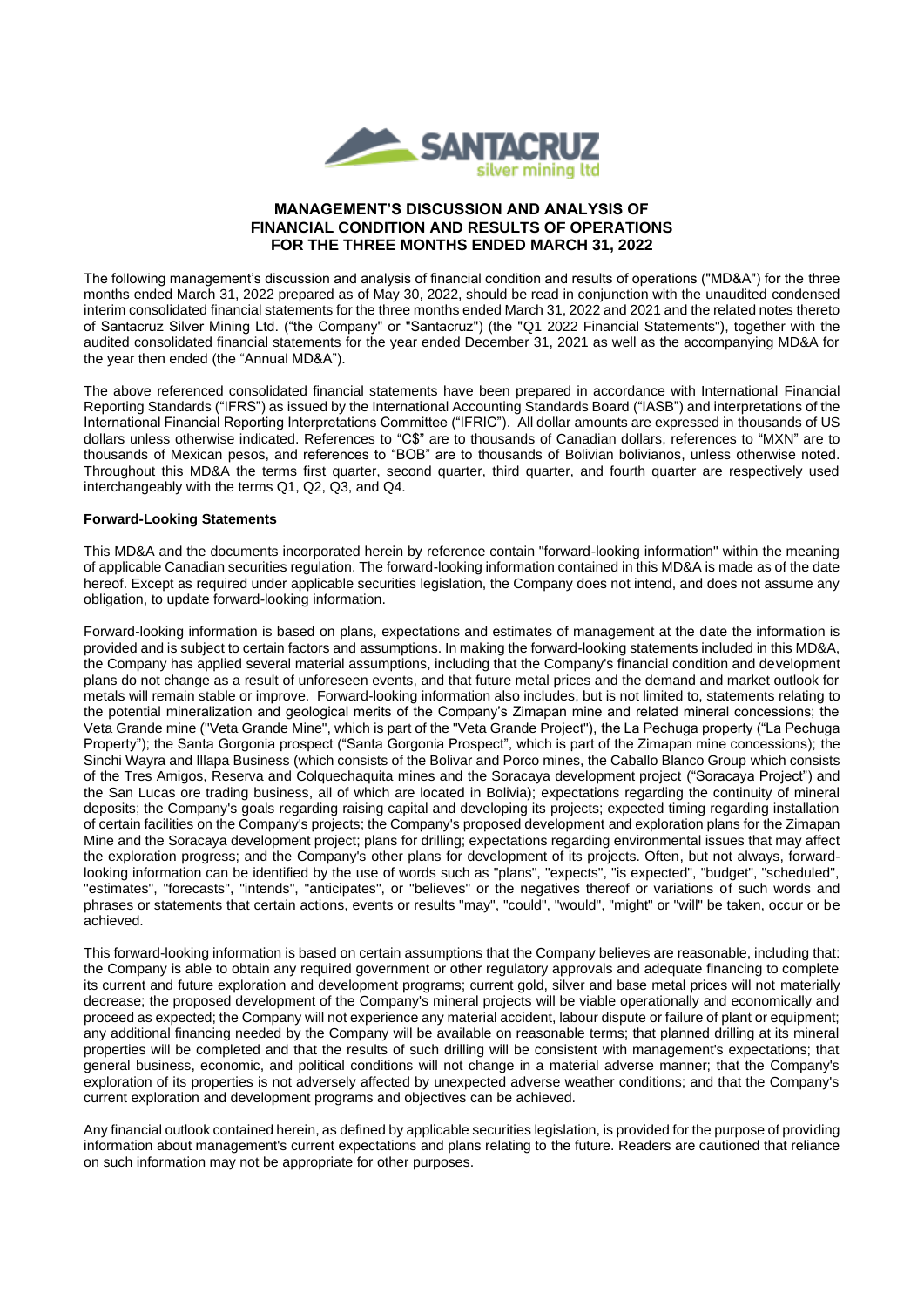# MANAGEMENT'S DISCUSSION AND ANALYSIS OF FINANCIAL CONDITION AND RESULTS OF OPERATIONS FOR THE THREE MONTHS ENDED MARCH 31, 2022

The following management's discussion and analysis of financial condition and results of operations ("MD&A") for the three months ended March 31, 2022 prepared as of May 30, 2022, should be read in conjunction with the unaudited condensed interim consolidated financial statements for the three months ended March 31, 2022 and 2021 and the related notes thereto of Santacruz Silver Mining Ltd. ("the Company" or "Santacruz") (the "Q1 2022 Financial Statements"), together with the audited consolidated financial statements for the year ended December 31, 2021 as well as the accompanying MD&A for the year then ended (the "Annual MD&A").

The above referenced consolidated financial statements have been prepared in accordance with International Financial Reporting Standards ("IFRS") as issued by the International Accounting Standards Board ("IASB") and interpretations of the International Financial Reporting Interpretations Committee ("IFRIC"). All dollar amounts are expressed in thousands of US dollars unless otherwise indicated. References to "C$" are to thousands of Canadian dollars, references to "MXN" are to thousands of Mexican pesos, and references to "BOB" are to thousands of Bolivian bolivianos, unless otherwise noted. Throughout this MD&A the terms first quarter, second quarter, third quarter, and fourth quarter are respectively used interchangeably with the terms Q1, Q2, Q3, and Q4.

### Forward-Looking Statements

This MD&A and the documents incorporated herein by reference contain "forward-looking information" within the meaning of applicable Canadian securities regulation. The forward-looking information contained in this MD&A is made as of the date hereof. Except as required under applicable securities legislation, the Company does not intend, and does not assume any obligation, to update forward-looking information.

Forward-looking information is based on plans, expectations and estimates of management at the date the information is provided and is subject to certain factors and assumptions. In making the forward-looking statements included in this MD&A, the Company has applied several material assumptions, including that the Company's financial condition and development plans do not change as a result of unforeseen events, and that future metal prices and the demand and market outlook for metals will remain stable or improve. Forward-looking information also includes, but is not limited to, statements relating to the potential mineralization and geological merits of the Company's Zimapan mine and related mineral concessions; the Veta Grande mine ("Veta Grande Mine", which is part of the "Veta Grande Project"), the La Pechuga property ("La Pechuga Property"); the Santa Gorgonia prospect ("Santa Gorgonia Prospect", which is part of the Zimapan mine concessions); the Sinchi Wayra and Illapa Business (which consists of the Bolivar and Porco mines, the Caballo Blanco Group which consists of the Tres Amigos, Reserva and Colquechaquita mines and the Soracaya development project ("Soracaya Project") and the San Lucas ore trading business, all of which are located in Bolivia); expectations regarding the continuity of mineral deposits; the Company's goals regarding raising capital and developing its projects; expected timing regarding installation of certain facilities on the Company's projects; the Company's proposed development and exploration plans for the Zimapan Mine and the Soracaya development project; plans for drilling; expectations regarding environmental issues that may affect the exploration progress; and the Company's other plans for development of its projects. Often, but not always, forward-looking information can be identified by the use of words such as "plans", "expects", "is expected", "budget", "scheduled", "estimates", "forecasts", "intends", "anticipates", or "believes" or the negatives thereof or variations of such words and phrases or statements that certain actions, events or results "may", "could", "would", "might" or "will" be taken, occur or be achieved.

This forward-looking information is based on certain assumptions that the Company believes are reasonable, including that: the Company is able to obtain any required government or other regulatory approvals and adequate financing to complete its current and future exploration and development programs; current gold, silver and base metal prices will not materially decrease; the proposed development of the Company's mineral projects will be viable operationally and economically and proceed as expected; the Company will not experience any material accident, labour dispute or failure of plant or equipment; any additional financing needed by the Company will be available on reasonable terms; that planned drilling at its mineral properties will be completed and that the results of such drilling will be consistent with management's expectations; that general business, economic, and political conditions will not change in a material adverse manner; that the Company's exploration of its properties is not adversely affected by unexpected adverse weather conditions; and that the Company's current exploration and development programs and objectives can be achieved.

Any financial outlook contained herein, as defined by applicable securities legislation, is provided for the purpose of providing information about management's current expectations and plans relating to the future. Readers are cautioned that reliance on such information may not be appropriate for other purposes.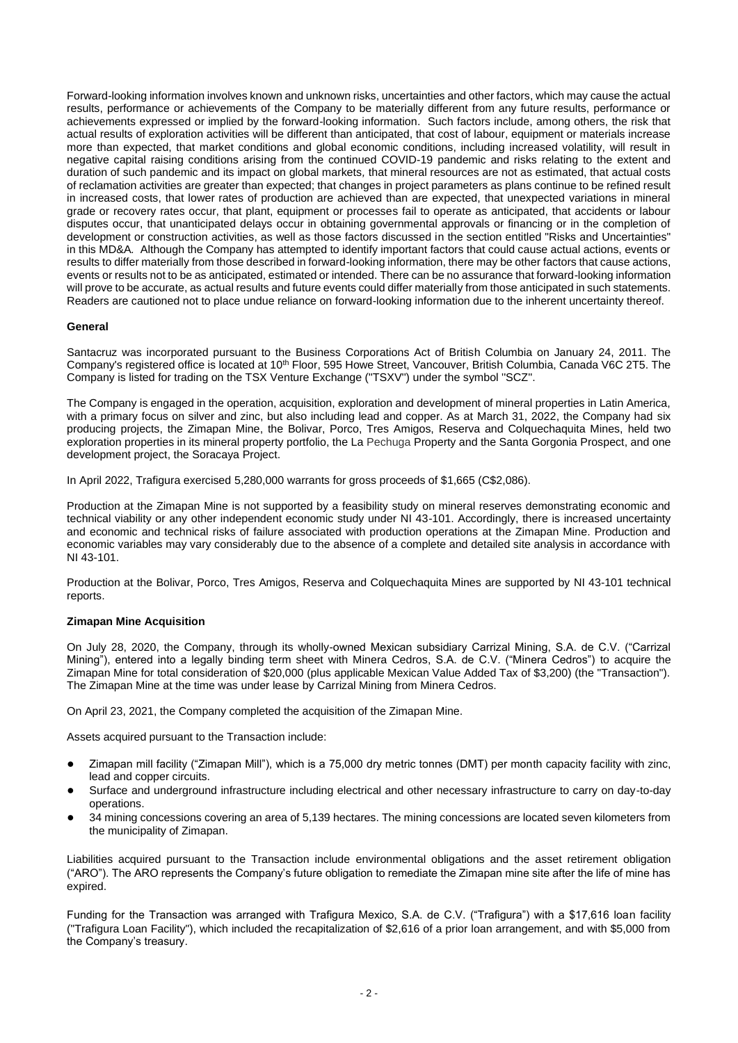Forward-looking information involves known and unknown risks, uncertainties and other factors, which may cause the actual results, performance or achievements of the Company to be materially different from any future results, performance or achievements expressed or implied by the forward-looking information. Such factors include, among others, the risk that actual results of exploration activities will be different than anticipated, that cost of labour, equipment or materials increase more than expected, that market conditions and global economic conditions, including increased volatility, will result in negative capital raising conditions arising from the continued COVID-19 pandemic and risks relating to the extent and duration of such pandemic and its impact on global markets, that mineral resources are not as estimated, that actual costs of reclamation activities are greater than expected; that changes in project parameters as plans continue to be refined result in increased costs, that lower rates of production are achieved than are expected, that unexpected variations in mineral grade or recovery rates occur, that plant, equipment or processes fail to operate as anticipated, that accidents or labour disputes occur, that unanticipated delays occur in obtaining governmental approvals or financing or in the completion of development or construction activities, as well as those factors discussed in the section entitled "Risks and Uncertainties" in this MD&A. Although the Company has attempted to identify important factors that could cause actual actions, events or results to differ materially from those described in forward-looking information, there may be other factors that cause actions, events or results not to be as anticipated, estimated or intended. There can be no assurance that forward-looking information will prove to be accurate, as actual results and future events could differ materially from those anticipated in such statements. Readers are cautioned not to place undue reliance on forward-looking information due to the inherent uncertainty thereof.

**General**

Santacruz was incorporated pursuant to the Business Corporations Act of British Columbia on January 24, 2011. The Company's registered office is located at 10th Floor, 595 Howe Street, Vancouver, British Columbia, Canada V6C 2T5. The Company is listed for trading on the TSX Venture Exchange ("TSXV") under the symbol "SCZ".

The Company is engaged in the operation, acquisition, exploration and development of mineral properties in Latin America, with a primary focus on silver and zinc, but also including lead and copper. As at March 31, 2022, the Company had six producing projects, the Zimapan Mine, the Bolivar, Porco, Tres Amigos, Reserva and Colquechaquita Mines, held two exploration properties in its mineral property portfolio, the La Pechuga Property and the Santa Gorgonia Prospect, and one development project, the Soracaya Project.

In April 2022, Trafigura exercised 5,280,000 warrants for gross proceeds of $1,665 (C$2,086).

Production at the Zimapan Mine is not supported by a feasibility study on mineral reserves demonstrating economic and technical viability or any other independent economic study under NI 43-101. Accordingly, there is increased uncertainty and economic and technical risks of failure associated with production operations at the Zimapan Mine. Production and economic variables may vary considerably due to the absence of a complete and detailed site analysis in accordance with NI 43-101.

Production at the Bolivar, Porco, Tres Amigos, Reserva and Colquechaquita Mines are supported by NI 43-101 technical reports.

**Zimapan Mine Acquisition**

On July 28, 2020, the Company, through its wholly-owned Mexican subsidiary Carrizal Mining, S.A. de C.V. ("Carrizal Mining"), entered into a legally binding term sheet with Minera Cedros, S.A. de C.V. ("Minera Cedros") to acquire the Zimapan Mine for total consideration of $20,000 (plus applicable Mexican Value Added Tax of $3,200) (the "Transaction"). The Zimapan Mine at the time was under lease by Carrizal Mining from Minera Cedros.

On April 23, 2021, the Company completed the acquisition of the Zimapan Mine.

Assets acquired pursuant to the Transaction include:

- Zimapan mill facility ("Zimapan Mill"), which is a 75,000 dry metric tonnes (DMT) per month capacity facility with zinc, lead and copper circuits.
- Surface and underground infrastructure including electrical and other necessary infrastructure to carry on day-to-day operations.
- 34 mining concessions covering an area of 5,139 hectares. The mining concessions are located seven kilometers from the municipality of Zimapan.

Liabilities acquired pursuant to the Transaction include environmental obligations and the asset retirement obligation ("ARO"). The ARO represents the Company's future obligation to remediate the Zimapan mine site after the life of mine has expired.

Funding for the Transaction was arranged with Trafigura Mexico, S.A. de C.V. ("Trafigura") with a $17,616 loan facility ("Trafigura Loan Facility"), which included the recapitalization of $2,616 of a prior loan arrangement, and with $5,000 from the Company's treasury.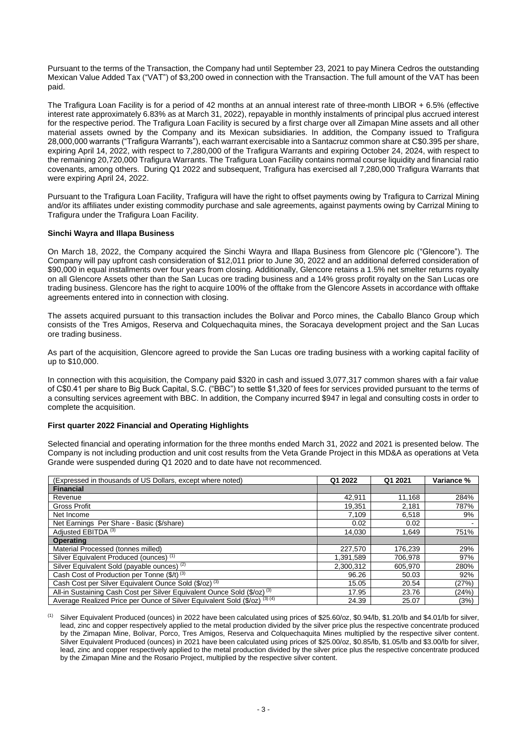Pursuant to the terms of the Transaction, the Company had until September 23, 2021 to pay Minera Cedros the outstanding Mexican Value Added Tax ("VAT") of $3,200 owed in connection with the Transaction. The full amount of the VAT has been paid.

The Trafigura Loan Facility is for a period of 42 months at an annual interest rate of three-month LIBOR + 6.5% (effective interest rate approximately 6.83% as at March 31, 2022), repayable in monthly instalments of principal plus accrued interest for the respective period. The Trafigura Loan Facility is secured by a first charge over all Zimapan Mine assets and all other material assets owned by the Company and its Mexican subsidiaries. In addition, the Company issued to Trafigura 28,000,000 warrants ("Trafigura Warrants"), each warrant exercisable into a Santacruz common share at C$0.395 per share, expiring April 14, 2022, with respect to 7,280,000 of the Trafigura Warrants and expiring October 24, 2024, with respect to the remaining 20,720,000 Trafigura Warrants. The Trafigura Loan Facility contains normal course liquidity and financial ratio covenants, among others. During Q1 2022 and subsequent, Trafigura has exercised all 7,280,000 Trafigura Warrants that were expiring April 24, 2022.

Pursuant to the Trafigura Loan Facility, Trafigura will have the right to offset payments owing by Trafigura to Carrizal Mining and/or its affiliates under existing commodity purchase and sale agreements, against payments owing by Carrizal Mining to Trafigura under the Trafigura Loan Facility.

**Sinchi Wayra and Illapa Business**

On March 18, 2022, the Company acquired the Sinchi Wayra and Illapa Business from Glencore plc ("Glencore"). The Company will pay upfront cash consideration of $12,011 prior to June 30, 2022 and an additional deferred consideration of $90,000 in equal installments over four years from closing. Additionally, Glencore retains a 1.5% net smelter returns royalty on all Glencore Assets other than the San Lucas ore trading business and a 14% gross profit royalty on the San Lucas ore trading business. Glencore has the right to acquire 100% of the offtake from the Glencore Assets in accordance with offtake agreements entered into in connection with closing.

The assets acquired pursuant to this transaction includes the Bolivar and Porco mines, the Caballo Blanco Group which consists of the Tres Amigos, Reserva and Colquechaquita mines, the Soracaya development project and the San Lucas ore trading business.

As part of the acquisition, Glencore agreed to provide the San Lucas ore trading business with a working capital facility of up to $10,000.

In connection with this acquisition, the Company paid $320 in cash and issued 3,077,317 common shares with a fair value of C$0.41 per share to Big Buck Capital, S.C. ("BBC") to settle $1,320 of fees for services provided pursuant to the terms of a consulting services agreement with BBC. In addition, the Company incurred $947 in legal and consulting costs in order to complete the acquisition.

**First quarter 2022 Financial and Operating Highlights**

Selected financial and operating information for the three months ended March 31, 2022 and 2021 is presented below. The Company is not including production and unit cost results from the Veta Grande Project in this MD&A as operations at Veta Grande were suspended during Q1 2020 and to date have not recommenced.

| (Expressed in thousands of US Dollars, except where noted) | Q1 2022 | Q1 2021 | Variance % |
|---|---|---|---|
| **Financial** | | | |
| Revenue | 42,911 | 11,168 | 284% |
| Gross Profit | 19,351 | 2,181 | 787% |
| Net Income | 7,109 | 6,518 | 9% |
| Net Earnings Per Share - Basic ($/share) | 0.02 | 0.02 | - |
| Adjusted EBITDA [3] | 14,030 | 1,649 | 751% |
| **Operating** | | | |
| Material Processed (tonnes milled) | 227,570 | 176,239 | 29% |
| Silver Equivalent Produced (ounces) [1] | 1,391,589 | 706,978 | 97% |
| Silver Equivalent Sold (payable ounces) [2] | 2,300,312 | 605,970 | 280% |
| Cash Cost of Production per Tonne ($/t) [3] | 96.26 | 50.03 | 92% |
| Cash Cost per Silver Equivalent Ounce Sold ($/oz) [3] | 15.05 | 20.54 | (27%) |
| All-in Sustaining Cash Cost per Silver Equivalent Ounce Sold ($/oz) [3] | 17.95 | 23.76 | (24%) |
| Average Realized Price per Ounce of Silver Equivalent Sold ($/oz) [3] [4] | 24.39 | 25.07 | (3%) |

[1] Silver Equivalent Produced (ounces) in 2022 have been calculated using prices of $25.60/oz, $0.94/lb, $1.20/lb and $4.01/lb for silver, lead, zinc and copper respectively applied to the metal production divided by the silver price plus the respective concentrate produced by the Zimapan Mine, Bolivar, Porco, Tres Amigos, Reserva and Colquechaquita Mines multiplied by the respective silver content. Silver Equivalent Produced (ounces) in 2021 have been calculated using prices of $25.00/oz, $0.85/lb, $1.05/lb and $3.00/lb for silver, lead, zinc and copper respectively applied to the metal production divided by the silver price plus the respective concentrate produced by the Zimapan Mine and the Rosario Project, multiplied by the respective silver content.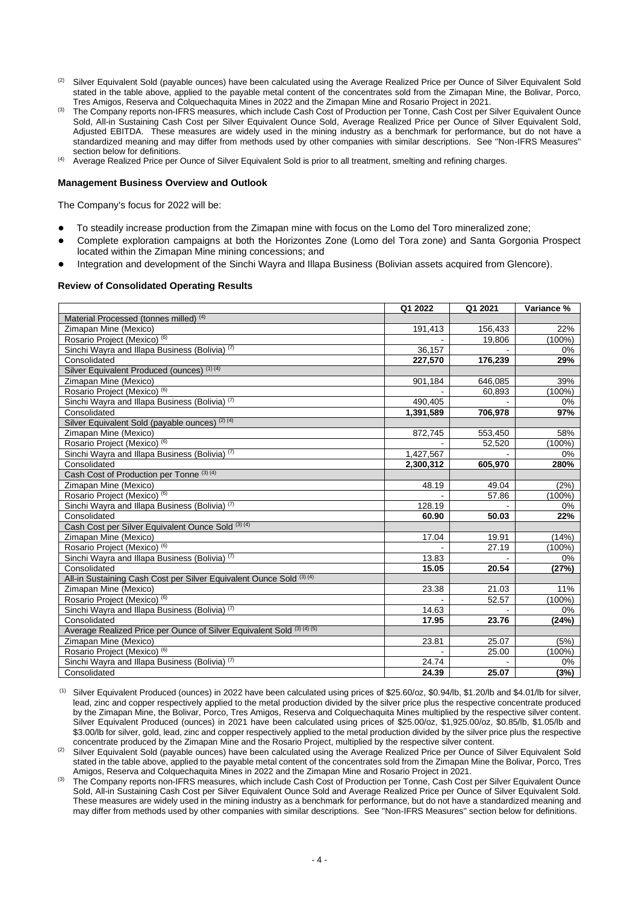(2) Silver Equivalent Sold (payable ounces) have been calculated using the Average Realized Price per Ounce of Silver Equivalent Sold stated in the table above, applied to the payable metal content of the concentrates sold from the Zimapan Mine, the Bolivar, Porco, Tres Amigos, Reserva and Colquechaquita Mines in 2022 and the Zimapan Mine and Rosario Project in 2021.

(3) The Company reports non-IFRS measures, which include Cash Cost of Production per Tonne, Cash Cost per Silver Equivalent Ounce Sold, All-in Sustaining Cash Cost per Silver Equivalent Ounce Sold, Average Realized Price per Ounce of Silver Equivalent Sold, Adjusted EBITDA. These measures are widely used in the mining industry as a benchmark for performance, but do not have a standardized meaning and may differ from methods used by other companies with similar descriptions. See "Non-IFRS Measures" section below for definitions.

(4) Average Realized Price per Ounce of Silver Equivalent Sold is prior to all treatment, smelting and refining charges.

**Management Business Overview and Outlook**

The Company's focus for 2022 will be:

- To steadily increase production from the Zimapan mine with focus on the Lomo del Toro mineralized zone;
- Complete exploration campaigns at both the Horizontes Zone (Lomo del Tora zone) and Santa Gorgonia Prospect located within the Zimapan Mine mining concessions; and
- Integration and development of the Sinchi Wayra and Illapa Business (Bolivian assets acquired from Glencore).

**Review of Consolidated Operating Results**

| | Q1 2022 | Q1 2021 | Variance % |
|---|---|---|---|
| Material Processed (tonnes milled) (4) | | | |
| Zimapan Mine (Mexico) | 191,413 | 156,433 | 22% |
| Rosario Project (Mexico) (6) | - | 19,806 | (100%) |
| Sinchi Wayra and Illapa Business (Bolivia) (7) | 36,157 | - | 0% |
| Consolidated | **227,570** | **176,239** | **29%** |
| Silver Equivalent Produced (ounces) (1) (4) | | | |
| Zimapan Mine (Mexico) | 901,184 | 646,085 | 39% |
| Rosario Project (Mexico) (6) | - | 60,893 | (100%) |
| Sinchi Wayra and Illapa Business (Bolivia) (7) | 490,405 | - | 0% |
| Consolidated | **1,391,589** | **706,978** | **97%** |
| Silver Equivalent Sold (payable ounces) (2) (4) | | | |
| Zimapan Mine (Mexico) | 872,745 | 553,450 | 58% |
| Rosario Project (Mexico) (6) | - | 52,520 | (100%) |
| Sinchi Wayra and Illapa Business (Bolivia) (7) | 1,427,567 | - | 0% |
| Consolidated | **2,300,312** | **605,970** | **280%** |
| Cash Cost of Production per Tonne (3) (4) | | | |
| Zimapan Mine (Mexico) | 48.19 | 49.04 | (2%) |
| Rosario Project (Mexico) (6) | - | 57.86 | (100%) |
| Sinchi Wayra and Illapa Business (Bolivia) (7) | 128.19 | - | 0% |
| Consolidated | **60.90** | **50.03** | **22%** |
| Cash Cost per Silver Equivalent Ounce Sold (3) (4) | | | |
| Zimapan Mine (Mexico) | 17.04 | 19.91 | (14%) |
| Rosario Project (Mexico) (6) | - | 27.19 | (100%) |
| Sinchi Wayra and Illapa Business (Bolivia) (7) | 13.83 | - | 0% |
| Consolidated | **15.05** | **20.54** | **(27%)** |
| All-in Sustaining Cash Cost per Silver Equivalent Ounce Sold (3) (4) | | | |
| Zimapan Mine (Mexico) | 23.38 | 21.03 | 11% |
| Rosario Project (Mexico) (6) | - | 52.57 | (100%) |
| Sinchi Wayra and Illapa Business (Bolivia) (7) | 14.63 | - | 0% |
| Consolidated | **17.95** | **23.76** | **(24%)** |
| Average Realized Price per Ounce of Silver Equivalent Sold (3) (4) (5) | | | |
| Zimapan Mine (Mexico) | 23.81 | 25.07 | (5%) |
| Rosario Project (Mexico) (6) | - | 25.00 | (100%) |
| Sinchi Wayra and Illapa Business (Bolivia) (7) | 24.74 | - | 0% |
| Consolidated | **24.39** | **25.07** | **(3%)** |

(1) Silver Equivalent Produced (ounces) in 2022 have been calculated using prices of $25.60/oz, $0.94/lb, $1.20/lb and $4.01/lb for silver, lead, zinc and copper respectively applied to the metal production divided by the silver price plus the respective concentrate produced by the Zimapan Mine, the Bolivar, Porco, Tres Amigos, Reserva and Colquechaquita Mines multiplied by the respective silver content. Silver Equivalent Produced (ounces) in 2021 have been calculated using prices of $25.00/oz, $1,925.00/oz, $0.85/lb, $1.05/lb and $3.00/lb for silver, gold, lead, zinc and copper respectively applied to the metal production divided by the silver price plus the respective concentrate produced by the Zimapan Mine and the Rosario Project, multiplied by the respective silver content.

(2) Silver Equivalent Sold (payable ounces) have been calculated using the Average Realized Price per Ounce of Silver Equivalent Sold stated in the table above, applied to the payable metal content of the concentrates sold from the Zimapan Mine the Bolivar, Porco, Tres Amigos, Reserva and Colquechaquita Mines in 2022 and the Zimapan Mine and Rosario Project in 2021.

(3) The Company reports non-IFRS measures, which include Cash Cost of Production per Tonne, Cash Cost per Silver Equivalent Ounce Sold, All-in Sustaining Cash Cost per Silver Equivalent Ounce Sold and Average Realized Price per Ounce of Silver Equivalent Sold. These measures are widely used in the mining industry as a benchmark for performance, but do not have a standardized meaning and may differ from methods used by other companies with similar descriptions. See "Non-IFRS Measures" section below for definitions.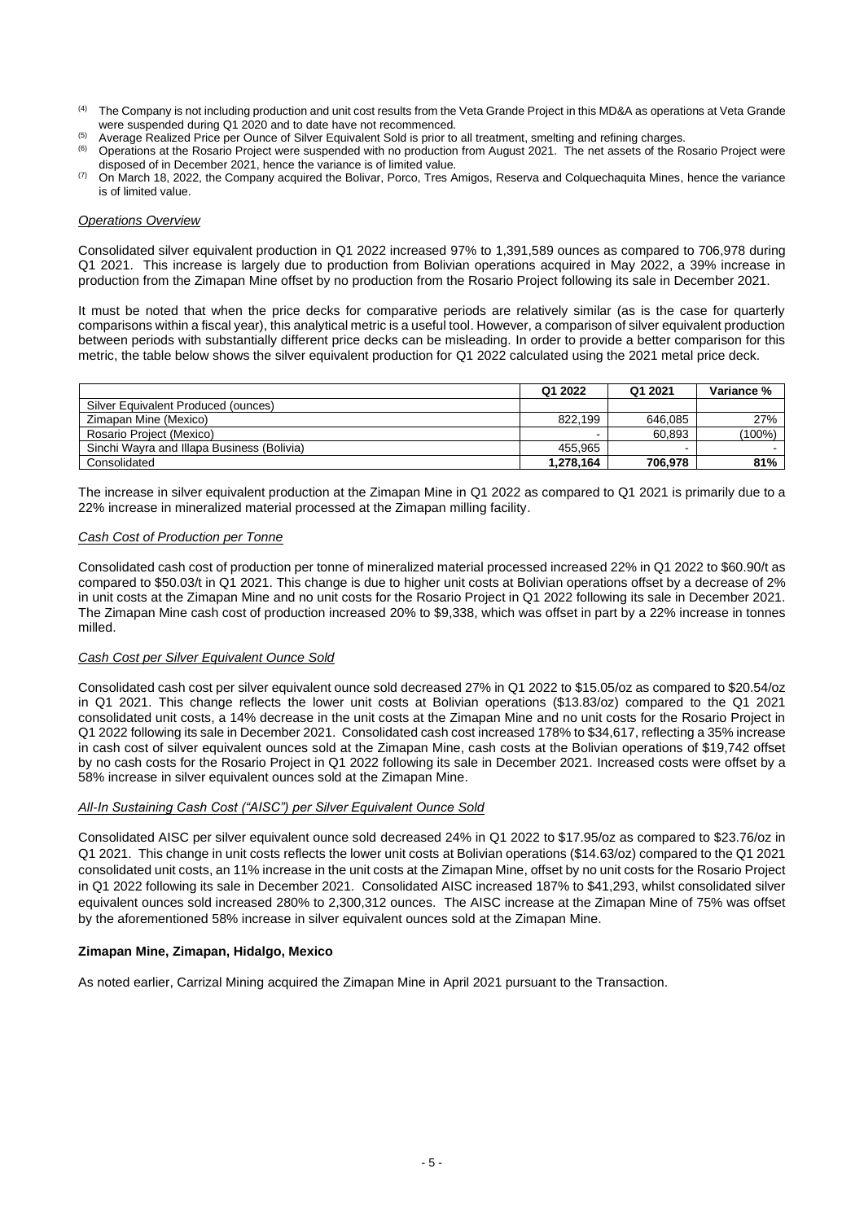(4) The Company is not including production and unit cost results from the Veta Grande Project in this MD&A as operations at Veta Grande were suspended during Q1 2020 and to date have not recommenced.

(5) Average Realized Price per Ounce of Silver Equivalent Sold is prior to all treatment, smelting and refining charges.

(6) Operations at the Rosario Project were suspended with no production from August 2021. The net assets of the Rosario Project were disposed of in December 2021, hence the variance is of limited value.

(7) On March 18, 2022, the Company acquired the Bolivar, Porco, Tres Amigos, Reserva and Colquechaquita Mines, hence the variance is of limited value.

*Operations Overview*

Consolidated silver equivalent production in Q1 2022 increased 97% to 1,391,589 ounces as compared to 706,978 during Q1 2021. This increase is largely due to production from Bolivian operations acquired in May 2022, a 39% increase in production from the Zimapan Mine offset by no production from the Rosario Project following its sale in December 2021.

It must be noted that when the price decks for comparative periods are relatively similar (as is the case for quarterly comparisons within a fiscal year), this analytical metric is a useful tool. However, a comparison of silver equivalent production between periods with substantially different price decks can be misleading. In order to provide a better comparison for this metric, the table below shows the silver equivalent production for Q1 2022 calculated using the 2021 metal price deck.

| | Q1 2022 | Q1 2021 | Variance % |
|---|---|---|---|
| Silver Equivalent Produced (ounces) | | | |
| Zimapan Mine (Mexico) | 822,199 | 646,085 | 27% |
| Rosario Project (Mexico) | - | 60,893 | (100%) |
| Sinchi Wayra and Illapa Business (Bolivia) | 455,965 | - | - |
| Consolidated | **1,278,164** | **706,978** | **81%** |

The increase in silver equivalent production at the Zimapan Mine in Q1 2022 as compared to Q1 2021 is primarily due to a 22% increase in mineralized material processed at the Zimapan milling facility.

*Cash Cost of Production per Tonne*

Consolidated cash cost of production per tonne of mineralized material processed increased 22% in Q1 2022 to $60.90/t as compared to $50.03/t in Q1 2021. This change is due to higher unit costs at Bolivian operations offset by a decrease of 2% in unit costs at the Zimapan Mine and no unit costs for the Rosario Project in Q1 2022 following its sale in December 2021. The Zimapan Mine cash cost of production increased 20% to $9,338, which was offset in part by a 22% increase in tonnes milled.

*Cash Cost per Silver Equivalent Ounce Sold*

Consolidated cash cost per silver equivalent ounce sold decreased 27% in Q1 2022 to $15.05/oz as compared to $20.54/oz in Q1 2021. This change reflects the lower unit costs at Bolivian operations ($13.83/oz) compared to the Q1 2021 consolidated unit costs, a 14% decrease in the unit costs at the Zimapan Mine and no unit costs for the Rosario Project in Q1 2022 following its sale in December 2021. Consolidated cash cost increased 178% to $34,617, reflecting a 35% increase in cash cost of silver equivalent ounces sold at the Zimapan Mine, cash costs at the Bolivian operations of $19,742 offset by no cash costs for the Rosario Project in Q1 2022 following its sale in December 2021. Increased costs were offset by a 58% increase in silver equivalent ounces sold at the Zimapan Mine.

*All-In Sustaining Cash Cost ("AISC") per Silver Equivalent Ounce Sold*

Consolidated AISC per silver equivalent ounce sold decreased 24% in Q1 2022 to $17.95/oz as compared to $23.76/oz in Q1 2021. This change in unit costs reflects the lower unit costs at Bolivian operations ($14.63/oz) compared to the Q1 2021 consolidated unit costs, an 11% increase in the unit costs at the Zimapan Mine, offset by no unit costs for the Rosario Project in Q1 2022 following its sale in December 2021. Consolidated AISC increased 187% to $41,293, whilst consolidated silver equivalent ounces sold increased 280% to 2,300,312 ounces. The AISC increase at the Zimapan Mine of 75% was offset by the aforementioned 58% increase in silver equivalent ounces sold at the Zimapan Mine.

**Zimapan Mine, Zimapan, Hidalgo, Mexico**

As noted earlier, Carrizal Mining acquired the Zimapan Mine in April 2021 pursuant to the Transaction.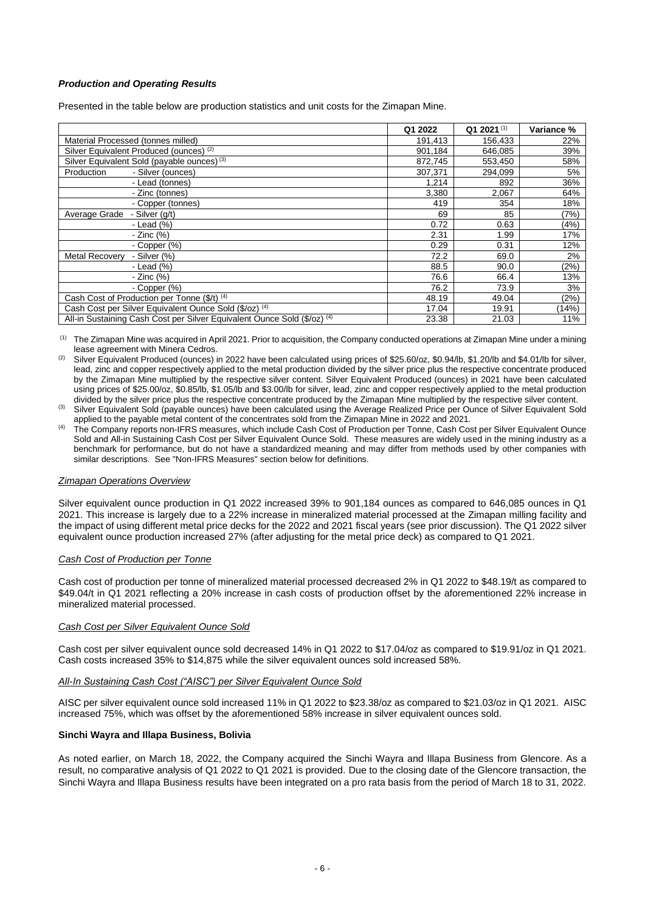### *Production and Operating Results*

Presented in the table below are production statistics and unit costs for the Zimapan Mine.

| | Q1 2022 | Q1 2021 (1) | Variance % |
|---|---|---|---|
| Material Processed (tonnes milled) | 191,413 | 156,433 | 22% |
| Silver Equivalent Produced (ounces) (2) | 901,184 | 646,085 | 39% |
| Silver Equivalent Sold (payable ounces) (3) | 872,745 | 553,450 | 58% |
| Production - Silver (ounces) | 307,371 | 294,099 | 5% |
| - Lead (tonnes) | 1,214 | 892 | 36% |
| - Zinc (tonnes) | 3,380 | 2,067 | 64% |
| - Copper (tonnes) | 419 | 354 | 18% |
| Average Grade - Silver (g/t) | 69 | 85 | (7%) |
| - Lead (%) | 0.72 | 0.63 | (4%) |
| - Zinc (%) | 2.31 | 1.99 | 17% |
| - Copper (%) | 0.29 | 0.31 | 12% |
| Metal Recovery - Silver (%) | 72.2 | 69.0 | 2% |
| - Lead (%) | 88.5 | 90.0 | (2%) |
| - Zinc (%) | 76.6 | 66.4 | 13% |
| - Copper (%) | 76.2 | 73.9 | 3% |
| Cash Cost of Production per Tonne ($/t) (4) | 48.19 | 49.04 | (2%) |
| Cash Cost per Silver Equivalent Ounce Sold ($/oz) (4) | 17.04 | 19.91 | (14%) |
| All-in Sustaining Cash Cost per Silver Equivalent Ounce Sold ($/oz) (4) | 23.38 | 21.03 | 11% |

(1) The Zimapan Mine was acquired in April 2021. Prior to acquisition, the Company conducted operations at Zimapan Mine under a mining lease agreement with Minera Cedros.

(2) Silver Equivalent Produced (ounces) in 2022 have been calculated using prices of $25.60/oz, $0.94/lb, $1.20/lb and $4.01/lb for silver, lead, zinc and copper respectively applied to the metal production divided by the silver price plus the respective concentrate produced by the Zimapan Mine multiplied by the respective silver content. Silver Equivalent Produced (ounces) in 2021 have been calculated using prices of $25.00/oz, $0.85/lb, $1.05/lb and $3.00/lb for silver, lead, zinc and copper respectively applied to the metal production divided by the silver price plus the respective concentrate produced by the Zimapan Mine multiplied by the respective silver content.

(3) Silver Equivalent Sold (payable ounces) have been calculated using the Average Realized Price per Ounce of Silver Equivalent Sold applied to the payable metal content of the concentrates sold from the Zimapan Mine in 2022 and 2021.

(4) The Company reports non-IFRS measures, which include Cash Cost of Production per Tonne, Cash Cost per Silver Equivalent Ounce Sold and All-in Sustaining Cash Cost per Silver Equivalent Ounce Sold. These measures are widely used in the mining industry as a benchmark for performance, but do not have a standardized meaning and may differ from methods used by other companies with similar descriptions. See "Non-IFRS Measures" section below for definitions.

#### *Zimapan Operations Overview*

Silver equivalent ounce production in Q1 2022 increased 39% to 901,184 ounces as compared to 646,085 ounces in Q1 2021. This increase is largely due to a 22% increase in mineralized material processed at the Zimapan milling facility and the impact of using different metal price decks for the 2022 and 2021 fiscal years (see prior discussion). The Q1 2022 silver equivalent ounce production increased 27% (after adjusting for the metal price deck) as compared to Q1 2021.

#### *Cash Cost of Production per Tonne*

Cash cost of production per tonne of mineralized material processed decreased 2% in Q1 2022 to $48.19/t as compared to $49.04/t in Q1 2021 reflecting a 20% increase in cash costs of production offset by the aforementioned 22% increase in mineralized material processed.

#### *Cash Cost per Silver Equivalent Ounce Sold*

Cash cost per silver equivalent ounce sold decreased 14% in Q1 2022 to $17.04/oz as compared to $19.91/oz in Q1 2021. Cash costs increased 35% to $14,875 while the silver equivalent ounces sold increased 58%.

#### *All-In Sustaining Cash Cost ("AISC") per Silver Equivalent Ounce Sold*

AISC per silver equivalent ounce sold increased 11% in Q1 2022 to $23.38/oz as compared to $21.03/oz in Q1 2021. AISC increased 75%, which was offset by the aforementioned 58% increase in silver equivalent ounces sold.

### **Sinchi Wayra and Illapa Business, Bolivia**

As noted earlier, on March 18, 2022, the Company acquired the Sinchi Wayra and Illapa Business from Glencore. As a result, no comparative analysis of Q1 2022 to Q1 2021 is provided. Due to the closing date of the Glencore transaction, the Sinchi Wayra and Illapa Business results have been integrated on a pro rata basis from the period of March 18 to 31, 2022.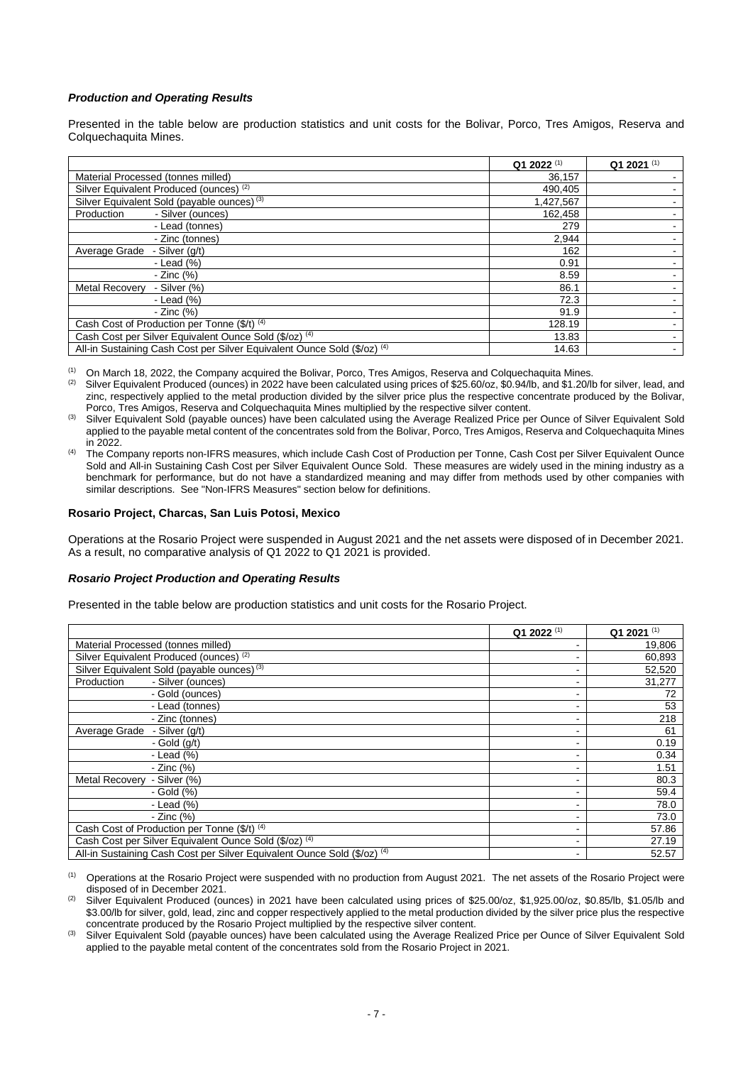### *Production and Operating Results*

Presented in the table below are production statistics and unit costs for the Bolivar, Porco, Tres Amigos, Reserva and Colquechaquita Mines.

| | | Q1 2022 [(1)] | Q1 2021 [(1)] |
|---|---|---|---|
| Material Processed (tonnes milled) | | 36,157 | - |
| Silver Equivalent Produced (ounces) [(2)] | | 490,405 | - |
| Silver Equivalent Sold (payable ounces) [(3)] | | 1,427,567 | - |
| Production | - Silver (ounces) | 162,458 | - |
| | - Lead (tonnes) | 279 | - |
| | - Zinc (tonnes) | 2,944 | - |
| Average Grade | - Silver (g/t) | 162 | - |
| | - Lead (%) | 0.91 | - |
| | - Zinc (%) | 8.59 | - |
| Metal Recovery | - Silver (%) | 86.1 | - |
| | - Lead (%) | 72.3 | - |
| | - Zinc (%) | 91.9 | - |
| Cash Cost of Production per Tonne ($/t) [(4)] | | 128.19 | - |
| Cash Cost per Silver Equivalent Ounce Sold ($/oz) [(4)] | | 13.83 | - |
| All-in Sustaining Cash Cost per Silver Equivalent Ounce Sold ($/oz) [(4)] | | 14.63 | - |

(1) On March 18, 2022, the Company acquired the Bolivar, Porco, Tres Amigos, Reserva and Colquechaquita Mines.

(2) Silver Equivalent Produced (ounces) in 2022 have been calculated using prices of $25.60/oz, $0.94/lb, and $1.20/lb for silver, lead, and zinc, respectively applied to the metal production divided by the silver price plus the respective concentrate produced by the Bolivar, Porco, Tres Amigos, Reserva and Colquechaquita Mines multiplied by the respective silver content.

(3) Silver Equivalent Sold (payable ounces) have been calculated using the Average Realized Price per Ounce of Silver Equivalent Sold applied to the payable metal content of the concentrates sold from the Bolivar, Porco, Tres Amigos, Reserva and Colquechaquita Mines in 2022.

(4) The Company reports non-IFRS measures, which include Cash Cost of Production per Tonne, Cash Cost per Silver Equivalent Ounce Sold and All-in Sustaining Cash Cost per Silver Equivalent Ounce Sold. These measures are widely used in the mining industry as a benchmark for performance, but do not have a standardized meaning and may differ from methods used by other companies with similar descriptions. See "Non-IFRS Measures" section below for definitions.

### **Rosario Project, Charcas, San Luis Potosi, Mexico**

Operations at the Rosario Project were suspended in August 2021 and the net assets were disposed of in December 2021. As a result, no comparative analysis of Q1 2022 to Q1 2021 is provided.

### *Rosario Project Production and Operating Results*

Presented in the table below are production statistics and unit costs for the Rosario Project.

| | | Q1 2022 [(1)] | Q1 2021 [(1)] |
|---|---|---|---|
| Material Processed (tonnes milled) | | - | 19,806 |
| Silver Equivalent Produced (ounces) [(2)] | | - | 60,893 |
| Silver Equivalent Sold (payable ounces) [(3)] | | - | 52,520 |
| Production | - Silver (ounces) | - | 31,277 |
| | - Gold (ounces) | - | 72 |
| | - Lead (tonnes) | - | 53 |
| | - Zinc (tonnes) | - | 218 |
| Average Grade | - Silver (g/t) | - | 61 |
| | - Gold (g/t) | - | 0.19 |
| | - Lead (%) | - | 0.34 |
| | - Zinc (%) | - | 1.51 |
| Metal Recovery | - Silver (%) | - | 80.3 |
| | - Gold (%) | - | 59.4 |
| | - Lead (%) | - | 78.0 |
| | - Zinc (%) | - | 73.0 |
| Cash Cost of Production per Tonne ($/t) [(4)] | | - | 57.86 |
| Cash Cost per Silver Equivalent Ounce Sold ($/oz) [(4)] | | - | 27.19 |
| All-in Sustaining Cash Cost per Silver Equivalent Ounce Sold ($/oz) [(4)] | | - | 52.57 |

(1) Operations at the Rosario Project were suspended with no production from August 2021. The net assets of the Rosario Project were disposed of in December 2021.

(2) Silver Equivalent Produced (ounces) in 2021 have been calculated using prices of $25.00/oz, $1,925.00/oz, $0.85/lb, $1.05/lb and $3.00/lb for silver, gold, lead, zinc and copper respectively applied to the metal production divided by the silver price plus the respective concentrate produced by the Rosario Project multiplied by the respective silver content.

(3) Silver Equivalent Sold (payable ounces) have been calculated using the Average Realized Price per Ounce of Silver Equivalent Sold applied to the payable metal content of the concentrates sold from the Rosario Project in 2021.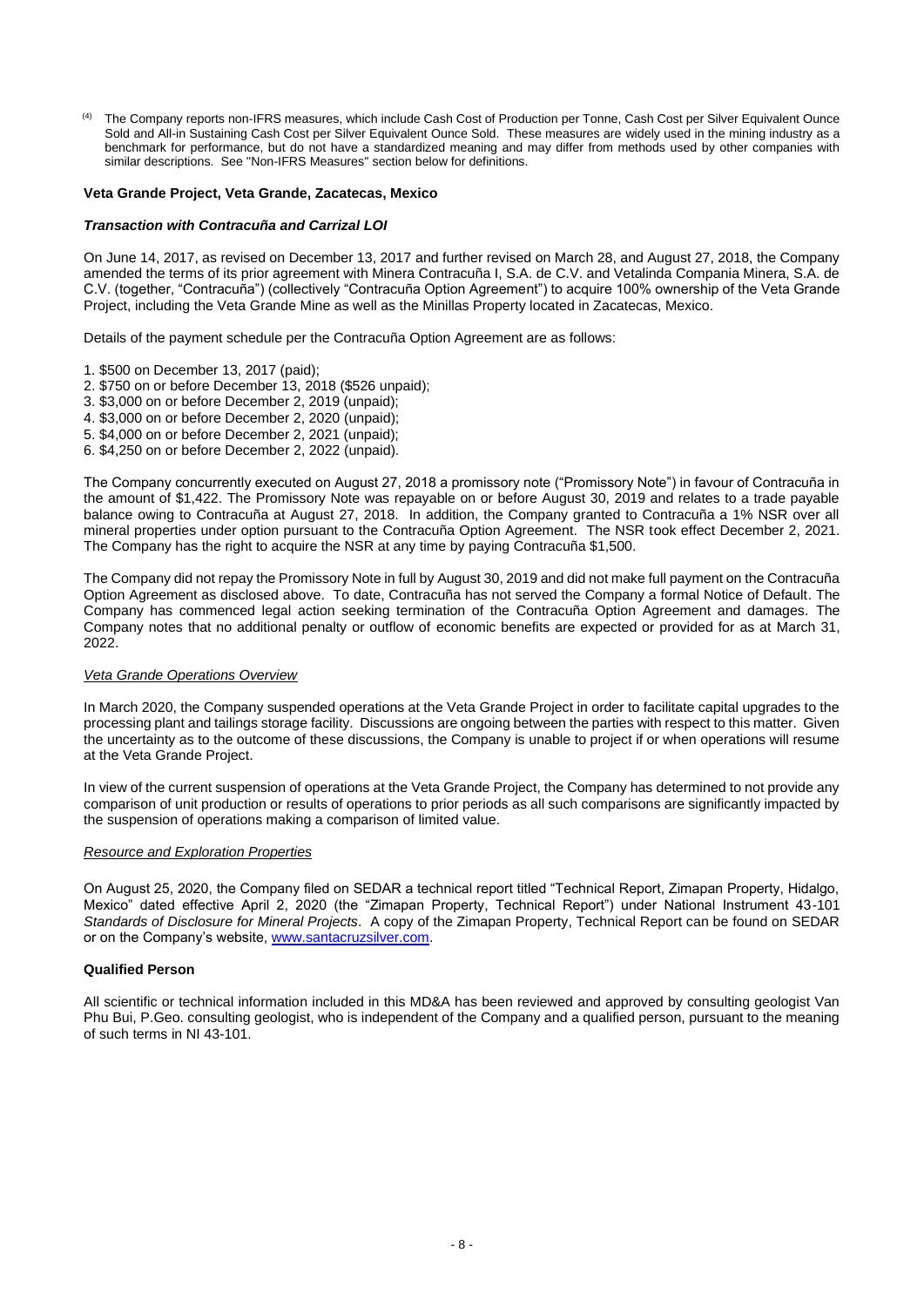(4) The Company reports non-IFRS measures, which include Cash Cost of Production per Tonne, Cash Cost per Silver Equivalent Ounce Sold and All-in Sustaining Cash Cost per Silver Equivalent Ounce Sold. These measures are widely used in the mining industry as a benchmark for performance, but do not have a standardized meaning and may differ from methods used by other companies with similar descriptions. See "Non-IFRS Measures" section below for definitions.

**Veta Grande Project, Veta Grande, Zacatecas, Mexico**

***Transaction with Contracuña and Carrizal LOI***

On June 14, 2017, as revised on December 13, 2017 and further revised on March 28, and August 27, 2018, the Company amended the terms of its prior agreement with Minera Contracuña I, S.A. de C.V. and Vetalinda Compania Minera, S.A. de C.V. (together, "Contracuña") (collectively "Contracuña Option Agreement") to acquire 100% ownership of the Veta Grande Project, including the Veta Grande Mine as well as the Minillas Property located in Zacatecas, Mexico.

Details of the payment schedule per the Contracuña Option Agreement are as follows:

1. $500 on December 13, 2017 (paid);
2. $750 on or before December 13, 2018 ($526 unpaid);
3. $3,000 on or before December 2, 2019 (unpaid);
4. $3,000 on or before December 2, 2020 (unpaid);
5. $4,000 on or before December 2, 2021 (unpaid);
6. $4,250 on or before December 2, 2022 (unpaid).

The Company concurrently executed on August 27, 2018 a promissory note ("Promissory Note") in favour of Contracuña in the amount of $1,422. The Promissory Note was repayable on or before August 30, 2019 and relates to a trade payable balance owing to Contracuña at August 27, 2018. In addition, the Company granted to Contracuña a 1% NSR over all mineral properties under option pursuant to the Contracuña Option Agreement. The NSR took effect December 2, 2021. The Company has the right to acquire the NSR at any time by paying Contracuña $1,500.

The Company did not repay the Promissory Note in full by August 30, 2019 and did not make full payment on the Contracuña Option Agreement as disclosed above. To date, Contracuña has not served the Company a formal Notice of Default. The Company has commenced legal action seeking termination of the Contracuña Option Agreement and damages. The Company notes that no additional penalty or outflow of economic benefits are expected or provided for as at March 31, 2022.

*Veta Grande Operations Overview*

In March 2020, the Company suspended operations at the Veta Grande Project in order to facilitate capital upgrades to the processing plant and tailings storage facility. Discussions are ongoing between the parties with respect to this matter. Given the uncertainty as to the outcome of these discussions, the Company is unable to project if or when operations will resume at the Veta Grande Project.

In view of the current suspension of operations at the Veta Grande Project, the Company has determined to not provide any comparison of unit production or results of operations to prior periods as all such comparisons are significantly impacted by the suspension of operations making a comparison of limited value.

*Resource and Exploration Properties*

On August 25, 2020, the Company filed on SEDAR a technical report titled "Technical Report, Zimapan Property, Hidalgo, Mexico" dated effective April 2, 2020 (the "Zimapan Property, Technical Report") under National Instrument 43-101 *Standards of Disclosure for Mineral Projects*. A copy of the Zimapan Property, Technical Report can be found on SEDAR or on the Company's website, www.santacruzsilver.com.

**Qualified Person**

All scientific or technical information included in this MD&A has been reviewed and approved by consulting geologist Van Phu Bui, P.Geo. consulting geologist, who is independent of the Company and a qualified person, pursuant to the meaning of such terms in NI 43-101.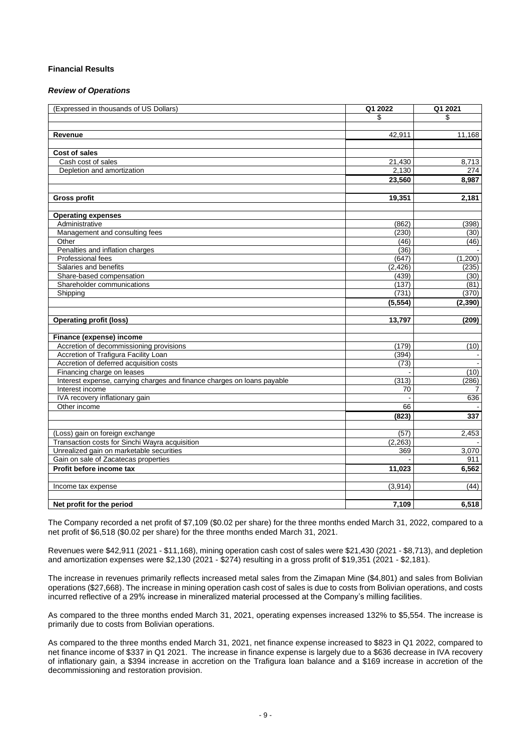**Financial Results**

***Review of Operations***

| (Expressed in thousands of US Dollars) | Q1 2022 | Q1 2021 |
|---|---|---|
| | $ | $ |
| | | |
| **Revenue** | 42,911 | 11,168 |
| | | |
| **Cost of sales** | | |
| Cash cost of sales | 21,430 | 8,713 |
| Depletion and amortization | 2,130 | 274 |
| | **23,560** | **8,987** |
| | | |
| **Gross profit** | **19,351** | **2,181** |
| | | |
| **Operating expenses** | | |
| Administrative | (862) | (398) |
| Management and consulting fees | (230) | (30) |
| Other | (46) | (46) |
| Penalties and inflation charges | (36) | - |
| Professional fees | (647) | (1,200) |
| Salaries and benefits | (2,426) | (235) |
| Share-based compensation | (439) | (30) |
| Shareholder communications | (137) | (81) |
| Shipping | (731) | (370) |
| | **(5,554)** | **(2,390)** |
| | | |
| **Operating profit (loss)** | **13,797** | **(209)** |
| | | |
| **Finance (expense) income** | | |
| Accretion of decommissioning provisions | (179) | (10) |
| Accretion of Trafigura Facility Loan | (394) | - |
| Accretion of deferred acquisition costs | (73) | - |
| Financing charge on leases | - | (10) |
| Interest expense, carrying charges and finance charges on loans payable | (313) | (286) |
| Interest income | 70 | 7 |
| IVA recovery inflationary gain | - | 636 |
| Other income | 66 | - |
| | **(823)** | **337** |
| | | |
| (Loss) gain on foreign exchange | (57) | 2,453 |
| Transaction costs for Sinchi Wayra acquisition | (2,263) | - |
| Unrealized gain on marketable securities | 369 | 3,070 |
| Gain on sale of Zacatecas properties | - | 911 |
| **Profit before income tax** | **11,023** | **6,562** |
| | | |
| Income tax expense | (3,914) | (44) |
| | | |
| **Net profit for the period** | **7,109** | **6,518** |

The Company recorded a net profit of $7,109 ($0.02 per share) for the three months ended March 31, 2022, compared to a net profit of $6,518 ($0.02 per share) for the three months ended March 31, 2021.

Revenues were $42,911 (2021 - $11,168), mining operation cash cost of sales were $21,430 (2021 - $8,713), and depletion and amortization expenses were $2,130 (2021 - $274) resulting in a gross profit of $19,351 (2021 - $2,181).

The increase in revenues primarily reflects increased metal sales from the Zimapan Mine ($4,801) and sales from Bolivian operations ($27,668). The increase in mining operation cash cost of sales is due to costs from Bolivian operations, and costs incurred reflective of a 29% increase in mineralized material processed at the Company's milling facilities.

As compared to the three months ended March 31, 2021, operating expenses increased 132% to $5,554. The increase is primarily due to costs from Bolivian operations.

As compared to the three months ended March 31, 2021, net finance expense increased to $823 in Q1 2022, compared to net finance income of $337 in Q1 2021. The increase in finance expense is largely due to a $636 decrease in IVA recovery of inflationary gain, a $394 increase in accretion on the Trafigura loan balance and a $169 increase in accretion of the decommissioning and restoration provision.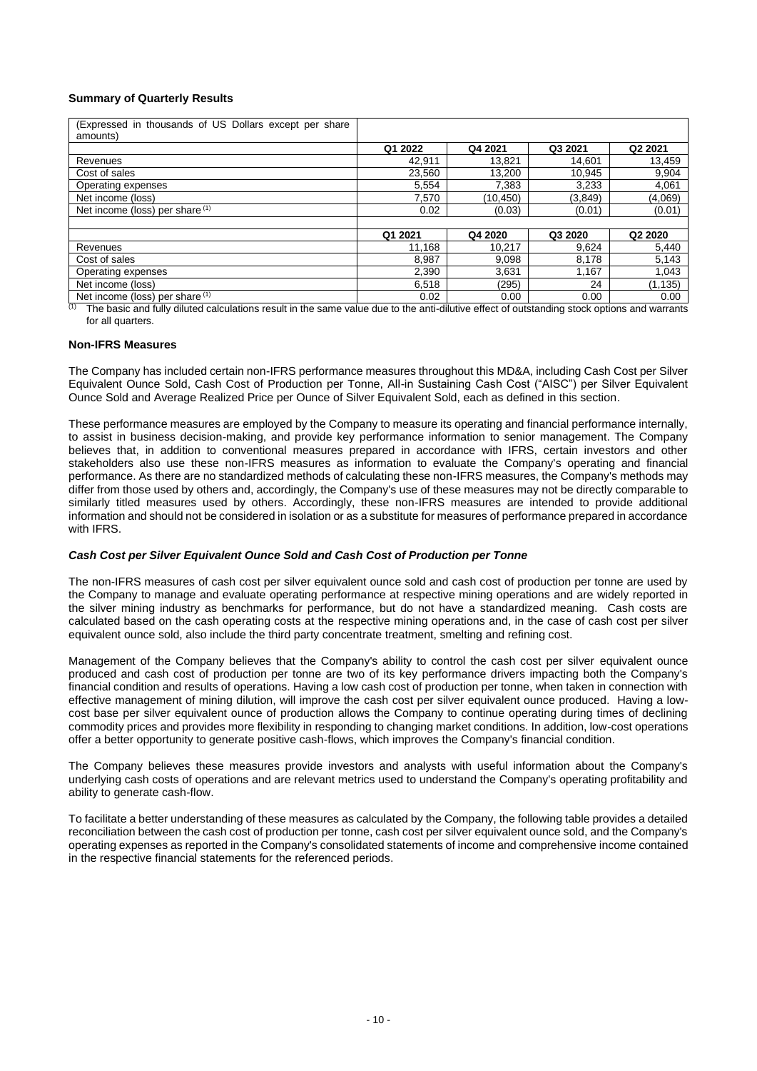**Summary of Quarterly Results**

| (Expressed in thousands of US Dollars except per share amounts) | | | | |
|---|---|---|---|---|
| | **Q1 2022** | **Q4 2021** | **Q3 2021** | **Q2 2021** |
| Revenues | 42,911 | 13,821 | 14,601 | 13,459 |
| Cost of sales | 23,560 | 13,200 | 10,945 | 9,904 |
| Operating expenses | 5,554 | 7,383 | 3,233 | 4,061 |
| Net income (loss) | 7,570 | (10,450) | (3,849) | (4,069) |
| Net income (loss) per share [(1)] | 0.02 | (0.03) | (0.01) | (0.01) |
| | | | | |
| | **Q1 2021** | **Q4 2020** | **Q3 2020** | **Q2 2020** |
| Revenues | 11,168 | 10,217 | 9,624 | 5,440 |
| Cost of sales | 8,987 | 9,098 | 8,178 | 5,143 |
| Operating expenses | 2,390 | 3,631 | 1,167 | 1,043 |
| Net income (loss) | 6,518 | (295) | 24 | (1,135) |
| Net income (loss) per share [(1)] | 0.02 | 0.00 | 0.00 | 0.00 |

[(1)] The basic and fully diluted calculations result in the same value due to the anti-dilutive effect of outstanding stock options and warrants for all quarters.

**Non-IFRS Measures**

The Company has included certain non-IFRS performance measures throughout this MD&A, including Cash Cost per Silver Equivalent Ounce Sold, Cash Cost of Production per Tonne, All-in Sustaining Cash Cost ("AISC") per Silver Equivalent Ounce Sold and Average Realized Price per Ounce of Silver Equivalent Sold, each as defined in this section.

These performance measures are employed by the Company to measure its operating and financial performance internally, to assist in business decision-making, and provide key performance information to senior management. The Company believes that, in addition to conventional measures prepared in accordance with IFRS, certain investors and other stakeholders also use these non-IFRS measures as information to evaluate the Company's operating and financial performance. As there are no standardized methods of calculating these non-IFRS measures, the Company's methods may differ from those used by others and, accordingly, the Company's use of these measures may not be directly comparable to similarly titled measures used by others. Accordingly, these non-IFRS measures are intended to provide additional information and should not be considered in isolation or as a substitute for measures of performance prepared in accordance with IFRS.

***Cash Cost per Silver Equivalent Ounce Sold and Cash Cost of Production per Tonne***

The non-IFRS measures of cash cost per silver equivalent ounce sold and cash cost of production per tonne are used by the Company to manage and evaluate operating performance at respective mining operations and are widely reported in the silver mining industry as benchmarks for performance, but do not have a standardized meaning. Cash costs are calculated based on the cash operating costs at the respective mining operations and, in the case of cash cost per silver equivalent ounce sold, also include the third party concentrate treatment, smelting and refining cost.

Management of the Company believes that the Company's ability to control the cash cost per silver equivalent ounce produced and cash cost of production per tonne are two of its key performance drivers impacting both the Company's financial condition and results of operations. Having a low cash cost of production per tonne, when taken in connection with effective management of mining dilution, will improve the cash cost per silver equivalent ounce produced. Having a low-cost base per silver equivalent ounce of production allows the Company to continue operating during times of declining commodity prices and provides more flexibility in responding to changing market conditions. In addition, low-cost operations offer a better opportunity to generate positive cash-flows, which improves the Company's financial condition.

The Company believes these measures provide investors and analysts with useful information about the Company's underlying cash costs of operations and are relevant metrics used to understand the Company's operating profitability and ability to generate cash-flow.

To facilitate a better understanding of these measures as calculated by the Company, the following table provides a detailed reconciliation between the cash cost of production per tonne, cash cost per silver equivalent ounce sold, and the Company's operating expenses as reported in the Company's consolidated statements of income and comprehensive income contained in the respective financial statements for the referenced periods.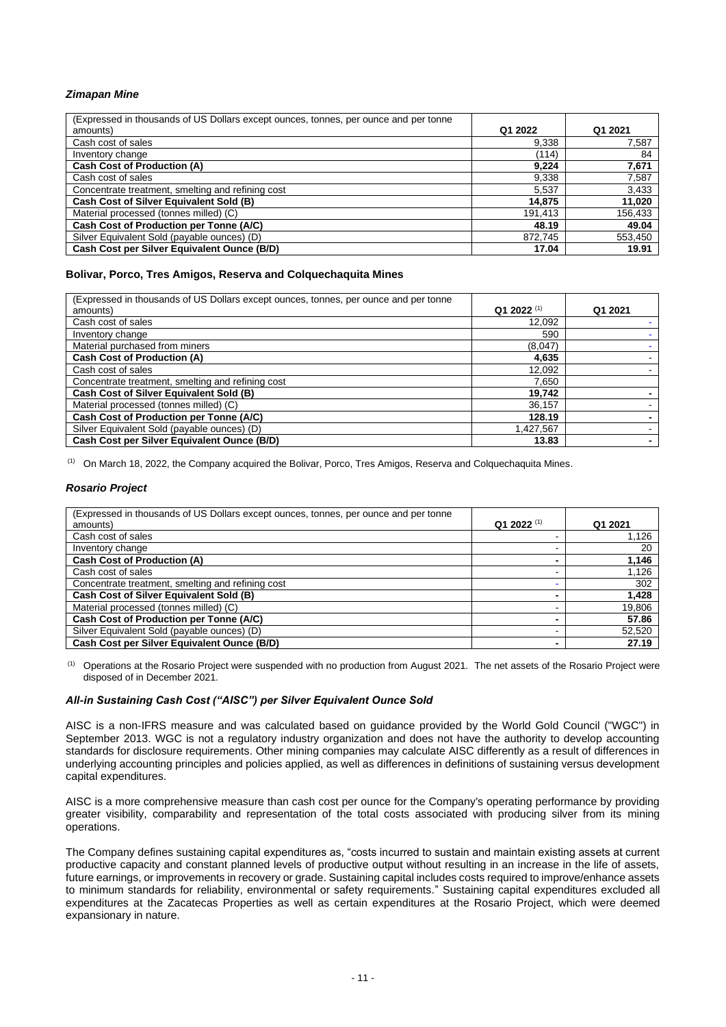### *Zimapan Mine*

| (Expressed in thousands of US Dollars except ounces, tonnes, per ounce and per tonne amounts) | Q1 2022 | Q1 2021 |
|---|---|---|
| Cash cost of sales | 9,338 | 7,587 |
| Inventory change | (114) | 84 |
| **Cash Cost of Production (A)** | **9,224** | **7,671** |
| Cash cost of sales | 9,338 | 7,587 |
| Concentrate treatment, smelting and refining cost | 5,537 | 3,433 |
| **Cash Cost of Silver Equivalent Sold (B)** | **14,875** | **11,020** |
| Material processed (tonnes milled) (C) | 191,413 | 156,433 |
| **Cash Cost of Production per Tonne (A/C)** | **48.19** | **49.04** |
| Silver Equivalent Sold (payable ounces) (D) | 872,745 | 553,450 |
| **Cash Cost per Silver Equivalent Ounce (B/D)** | **17.04** | **19.91** |

### Bolivar, Porco, Tres Amigos, Reserva and Colquechaquita Mines

| (Expressed in thousands of US Dollars except ounces, tonnes, per ounce and per tonne amounts) | Q1 2022 [(1)] | Q1 2021 |
|---|---|---|
| Cash cost of sales | 12,092 | - |
| Inventory change | 590 | - |
| Material purchased from miners | (8,047) | - |
| **Cash Cost of Production (A)** | **4,635** | - |
| Cash cost of sales | 12,092 | - |
| Concentrate treatment, smelting and refining cost | 7,650 | |
| **Cash Cost of Silver Equivalent Sold (B)** | **19,742** | **-** |
| Material processed (tonnes milled) (C) | 36,157 | - |
| **Cash Cost of Production per Tonne (A/C)** | **128.19** | **-** |
| Silver Equivalent Sold (payable ounces) (D) | 1,427,567 | - |
| **Cash Cost per Silver Equivalent Ounce (B/D)** | **13.83** | **-** |

(1) On March 18, 2022, the Company acquired the Bolivar, Porco, Tres Amigos, Reserva and Colquechaquita Mines.

### *Rosario Project*

| (Expressed in thousands of US Dollars except ounces, tonnes, per ounce and per tonne amounts) | Q1 2022 [(1)] | Q1 2021 |
|---|---|---|
| Cash cost of sales | - | 1,126 |
| Inventory change | - | 20 |
| **Cash Cost of Production (A)** | **-** | **1,146** |
| Cash cost of sales | - | 1,126 |
| Concentrate treatment, smelting and refining cost | - | 302 |
| **Cash Cost of Silver Equivalent Sold (B)** | **-** | **1,428** |
| Material processed (tonnes milled) (C) | - | 19,806 |
| **Cash Cost of Production per Tonne (A/C)** | **-** | **57.86** |
| Silver Equivalent Sold (payable ounces) (D) | - | 52,520 |
| **Cash Cost per Silver Equivalent Ounce (B/D)** | **-** | **27.19** |

(1) Operations at the Rosario Project were suspended with no production from August 2021. The net assets of the Rosario Project were disposed of in December 2021.

### *All-in Sustaining Cash Cost ("AISC") per Silver Equivalent Ounce Sold*

AISC is a non-IFRS measure and was calculated based on guidance provided by the World Gold Council ("WGC") in September 2013. WGC is not a regulatory industry organization and does not have the authority to develop accounting standards for disclosure requirements. Other mining companies may calculate AISC differently as a result of differences in underlying accounting principles and policies applied, as well as differences in definitions of sustaining versus development capital expenditures.

AISC is a more comprehensive measure than cash cost per ounce for the Company's operating performance by providing greater visibility, comparability and representation of the total costs associated with producing silver from its mining operations.

The Company defines sustaining capital expenditures as, "costs incurred to sustain and maintain existing assets at current productive capacity and constant planned levels of productive output without resulting in an increase in the life of assets, future earnings, or improvements in recovery or grade. Sustaining capital includes costs required to improve/enhance assets to minimum standards for reliability, environmental or safety requirements." Sustaining capital expenditures excluded all expenditures at the Zacatecas Properties as well as certain expenditures at the Rosario Project, which were deemed expansionary in nature.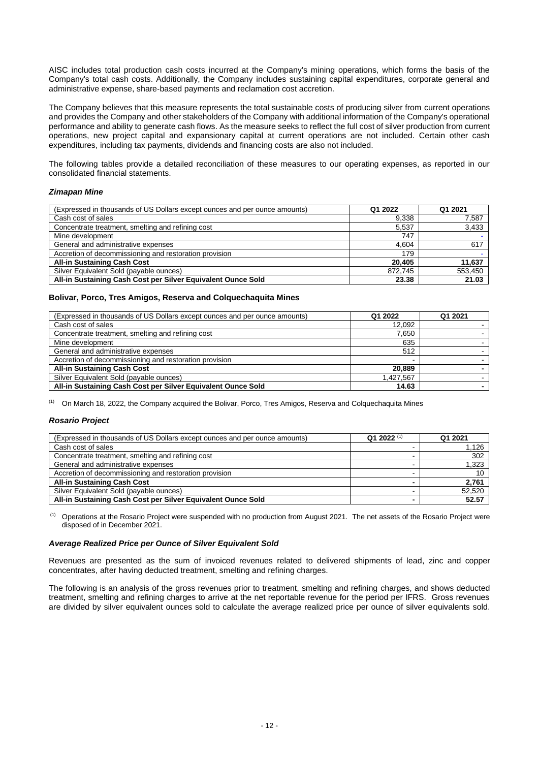AISC includes total production cash costs incurred at the Company's mining operations, which forms the basis of the Company's total cash costs. Additionally, the Company includes sustaining capital expenditures, corporate general and administrative expense, share-based payments and reclamation cost accretion.

The Company believes that this measure represents the total sustainable costs of producing silver from current operations and provides the Company and other stakeholders of the Company with additional information of the Company's operational performance and ability to generate cash flows. As the measure seeks to reflect the full cost of silver production from current operations, new project capital and expansionary capital at current operations are not included. Certain other cash expenditures, including tax payments, dividends and financing costs are also not included.

The following tables provide a detailed reconciliation of these measures to our operating expenses, as reported in our consolidated financial statements.

### *Zimapan Mine*

| (Expressed in thousands of US Dollars except ounces and per ounce amounts) | Q1 2022 | Q1 2021 |
|---|---|---|
| Cash cost of sales | 9,338 | 7,587 |
| Concentrate treatment, smelting and refining cost | 5,537 | 3,433 |
| Mine development | 747 | - |
| General and administrative expenses | 4,604 | 617 |
| Accretion of decommissioning and restoration provision | 179 | - |
| **All-in Sustaining Cash Cost** | **20,405** | **11,637** |
| Silver Equivalent Sold (payable ounces) | 872,745 | 553,450 |
| **All-in Sustaining Cash Cost per Silver Equivalent Ounce Sold** | **23.38** | **21.03** |

### Bolivar, Porco, Tres Amigos, Reserva and Colquechaquita Mines

| (Expressed in thousands of US Dollars except ounces and per ounce amounts) | Q1 2022 | Q1 2021 |
|---|---|---|
| Cash cost of sales | 12,092 | - |
| Concentrate treatment, smelting and refining cost | 7,650 | - |
| Mine development | 635 | - |
| General and administrative expenses | 512 | - |
| Accretion of decommissioning and restoration provision | - | - |
| **All-in Sustaining Cash Cost** | **20,889** | **-** |
| Silver Equivalent Sold (payable ounces) | 1,427,567 | - |
| **All-in Sustaining Cash Cost per Silver Equivalent Ounce Sold** | **14.63** | **-** |

(1) On March 18, 2022, the Company acquired the Bolivar, Porco, Tres Amigos, Reserva and Colquechaquita Mines

### *Rosario Project*

| (Expressed in thousands of US Dollars except ounces and per ounce amounts) | Q1 2022 [(1)] | Q1 2021 |
|---|---|---|
| Cash cost of sales | - | 1,126 |
| Concentrate treatment, smelting and refining cost | - | 302 |
| General and administrative expenses | - | 1,323 |
| Accretion of decommissioning and restoration provision | - | 10 |
| **All-in Sustaining Cash Cost** | **-** | **2,761** |
| Silver Equivalent Sold (payable ounces) | - | 52,520 |
| **All-in Sustaining Cash Cost per Silver Equivalent Ounce Sold** | **-** | **52.57** |

(1) Operations at the Rosario Project were suspended with no production from August 2021. The net assets of the Rosario Project were disposed of in December 2021.

### *Average Realized Price per Ounce of Silver Equivalent Sold*

Revenues are presented as the sum of invoiced revenues related to delivered shipments of lead, zinc and copper concentrates, after having deducted treatment, smelting and refining charges.

The following is an analysis of the gross revenues prior to treatment, smelting and refining charges, and shows deducted treatment, smelting and refining charges to arrive at the net reportable revenue for the period per IFRS. Gross revenues are divided by silver equivalent ounces sold to calculate the average realized price per ounce of silver equivalents sold.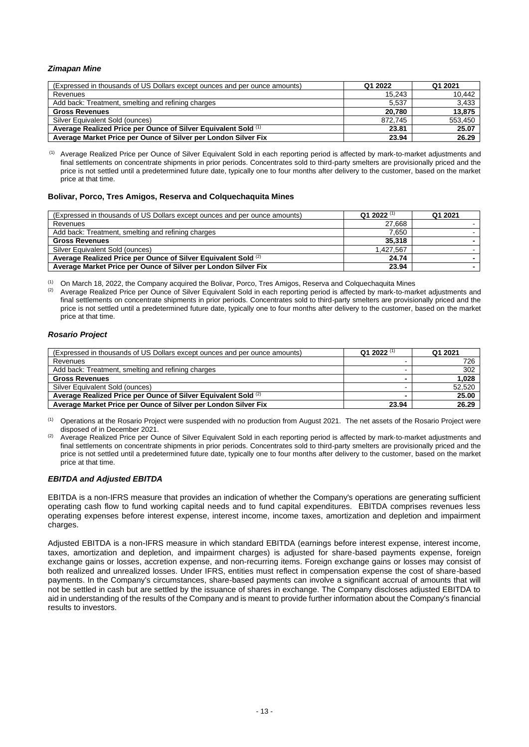### *Zimapan Mine*

| (Expressed in thousands of US Dollars except ounces and per ounce amounts) | Q1 2022 | Q1 2021 |
|---|---|---|
| Revenues | 15,243 | 10,442 |
| Add back: Treatment, smelting and refining charges | 5,537 | 3,433 |
| **Gross Revenues** | **20,780** | **13,875** |
| Silver Equivalent Sold (ounces) | 872,745 | 553,450 |
| **Average Realized Price per Ounce of Silver Equivalent Sold** [(1)] | **23.81** | **25.07** |
| **Average Market Price per Ounce of Silver per London Silver Fix** | **23.94** | **26.29** |

(1) Average Realized Price per Ounce of Silver Equivalent Sold in each reporting period is affected by mark-to-market adjustments and final settlements on concentrate shipments in prior periods. Concentrates sold to third-party smelters are provisionally priced and the price is not settled until a predetermined future date, typically one to four months after delivery to the customer, based on the market price at that time.

### Bolivar, Porco, Tres Amigos, Reserva and Colquechaquita Mines

| (Expressed in thousands of US Dollars except ounces and per ounce amounts) | Q1 2022 [(1)] | Q1 2021 |
|---|---|---|
| Revenues | 27,668 | - |
| Add back: Treatment, smelting and refining charges | 7,650 | - |
| **Gross Revenues** | **35,318** | **-** |
| Silver Equivalent Sold (ounces) | 1,427,567 | - |
| **Average Realized Price per Ounce of Silver Equivalent Sold** [(2)] | **24.74** | **-** |
| **Average Market Price per Ounce of Silver per London Silver Fix** | **23.94** | **-** |

(1) On March 18, 2022, the Company acquired the Bolivar, Porco, Tres Amigos, Reserva and Colquechaquita Mines

(2) Average Realized Price per Ounce of Silver Equivalent Sold in each reporting period is affected by mark-to-market adjustments and final settlements on concentrate shipments in prior periods. Concentrates sold to third-party smelters are provisionally priced and the price is not settled until a predetermined future date, typically one to four months after delivery to the customer, based on the market price at that time.

### *Rosario Project*

| (Expressed in thousands of US Dollars except ounces and per ounce amounts) | Q1 2022 [(1)] | Q1 2021 |
|---|---|---|
| Revenues | - | 726 |
| Add back: Treatment, smelting and refining charges | - | 302 |
| **Gross Revenues** | **-** | **1,028** |
| Silver Equivalent Sold (ounces) | - | 52,520 |
| **Average Realized Price per Ounce of Silver Equivalent Sold** [(2)] | **-** | **25.00** |
| **Average Market Price per Ounce of Silver per London Silver Fix** | **23.94** | **26.29** |

(1) Operations at the Rosario Project were suspended with no production from August 2021. The net assets of the Rosario Project were disposed of in December 2021.

(2) Average Realized Price per Ounce of Silver Equivalent Sold in each reporting period is affected by mark-to-market adjustments and final settlements on concentrate shipments in prior periods. Concentrates sold to third-party smelters are provisionally priced and the price is not settled until a predetermined future date, typically one to four months after delivery to the customer, based on the market price at that time.

### *EBITDA and Adjusted EBITDA*

EBITDA is a non-IFRS measure that provides an indication of whether the Company's operations are generating sufficient operating cash flow to fund working capital needs and to fund capital expenditures. EBITDA comprises revenues less operating expenses before interest expense, interest income, income taxes, amortization and depletion and impairment charges.

Adjusted EBITDA is a non-IFRS measure in which standard EBITDA (earnings before interest expense, interest income, taxes, amortization and depletion, and impairment charges) is adjusted for share-based payments expense, foreign exchange gains or losses, accretion expense, and non-recurring items. Foreign exchange gains or losses may consist of both realized and unrealized losses. Under IFRS, entities must reflect in compensation expense the cost of share-based payments. In the Company's circumstances, share-based payments can involve a significant accrual of amounts that will not be settled in cash but are settled by the issuance of shares in exchange. The Company discloses adjusted EBITDA to aid in understanding of the results of the Company and is meant to provide further information about the Company's financial results to investors.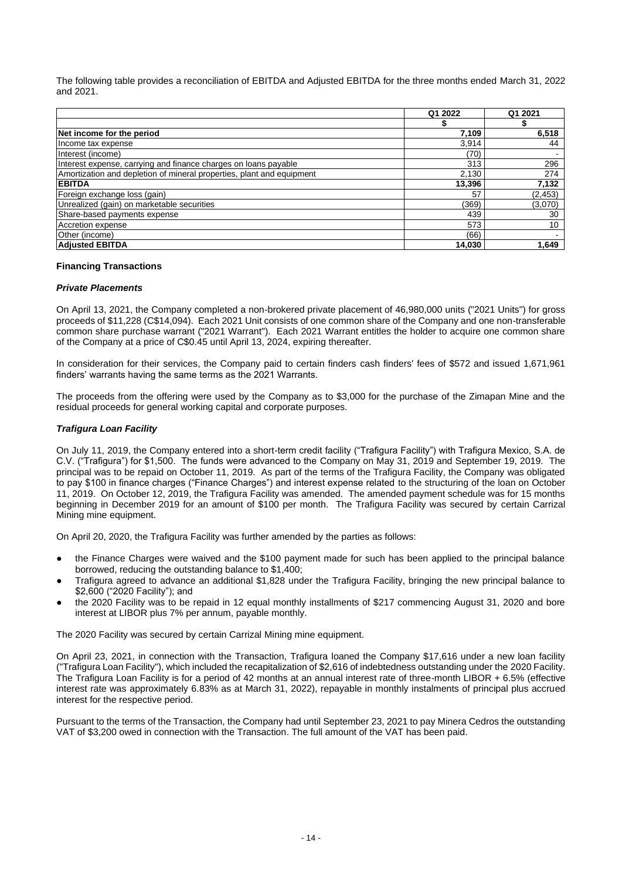The following table provides a reconciliation of EBITDA and Adjusted EBITDA for the three months ended March 31, 2022 and 2021.

| | Q1 2022 | Q1 2021 |
|---|---|---|
| | $ | $ |
| **Net income for the period** | **7,109** | **6,518** |
| Income tax expense | 3,914 | 44 |
| Interest (income) | (70) | - |
| Interest expense, carrying and finance charges on loans payable | 313 | 296 |
| Amortization and depletion of mineral properties, plant and equipment | 2,130 | 274 |
| **EBITDA** | **13,396** | **7,132** |
| Foreign exchange loss (gain) | 57 | (2,453) |
| Unrealized (gain) on marketable securities | (369) | (3,070) |
| Share-based payments expense | 439 | 30 |
| Accretion expense | 573 | 10 |
| Other (income) | (66) | - |
| **Adjusted EBITDA** | **14,030** | **1,649** |

**Financing Transactions**

***Private Placements***

On April 13, 2021, the Company completed a non-brokered private placement of 46,980,000 units ("2021 Units") for gross proceeds of $11,228 (C$14,094). Each 2021 Unit consists of one common share of the Company and one non-transferable common share purchase warrant ("2021 Warrant"). Each 2021 Warrant entitles the holder to acquire one common share of the Company at a price of C$0.45 until April 13, 2024, expiring thereafter.

In consideration for their services, the Company paid to certain finders cash finders' fees of $572 and issued 1,671,961 finders' warrants having the same terms as the 2021 Warrants.

The proceeds from the offering were used by the Company as to $3,000 for the purchase of the Zimapan Mine and the residual proceeds for general working capital and corporate purposes.

***Trafigura Loan Facility***

On July 11, 2019, the Company entered into a short-term credit facility ("Trafigura Facility") with Trafigura Mexico, S.A. de C.V. ("Trafigura") for $1,500. The funds were advanced to the Company on May 31, 2019 and September 19, 2019. The principal was to be repaid on October 11, 2019. As part of the terms of the Trafigura Facility, the Company was obligated to pay $100 in finance charges ("Finance Charges") and interest expense related to the structuring of the loan on October 11, 2019. On October 12, 2019, the Trafigura Facility was amended. The amended payment schedule was for 15 months beginning in December 2019 for an amount of $100 per month. The Trafigura Facility was secured by certain Carrizal Mining mine equipment.

On April 20, 2020, the Trafigura Facility was further amended by the parties as follows:

- the Finance Charges were waived and the $100 payment made for such has been applied to the principal balance borrowed, reducing the outstanding balance to $1,400;
- Trafigura agreed to advance an additional $1,828 under the Trafigura Facility, bringing the new principal balance to $2,600 ("2020 Facility"); and
- the 2020 Facility was to be repaid in 12 equal monthly installments of $217 commencing August 31, 2020 and bore interest at LIBOR plus 7% per annum, payable monthly.

The 2020 Facility was secured by certain Carrizal Mining mine equipment.

On April 23, 2021, in connection with the Transaction, Trafigura loaned the Company $17,616 under a new loan facility ("Trafigura Loan Facility"), which included the recapitalization of $2,616 of indebtedness outstanding under the 2020 Facility. The Trafigura Loan Facility is for a period of 42 months at an annual interest rate of three-month LIBOR + 6.5% (effective interest rate was approximately 6.83% as at March 31, 2022), repayable in monthly instalments of principal plus accrued interest for the respective period.

Pursuant to the terms of the Transaction, the Company had until September 23, 2021 to pay Minera Cedros the outstanding VAT of $3,200 owed in connection with the Transaction. The full amount of the VAT has been paid.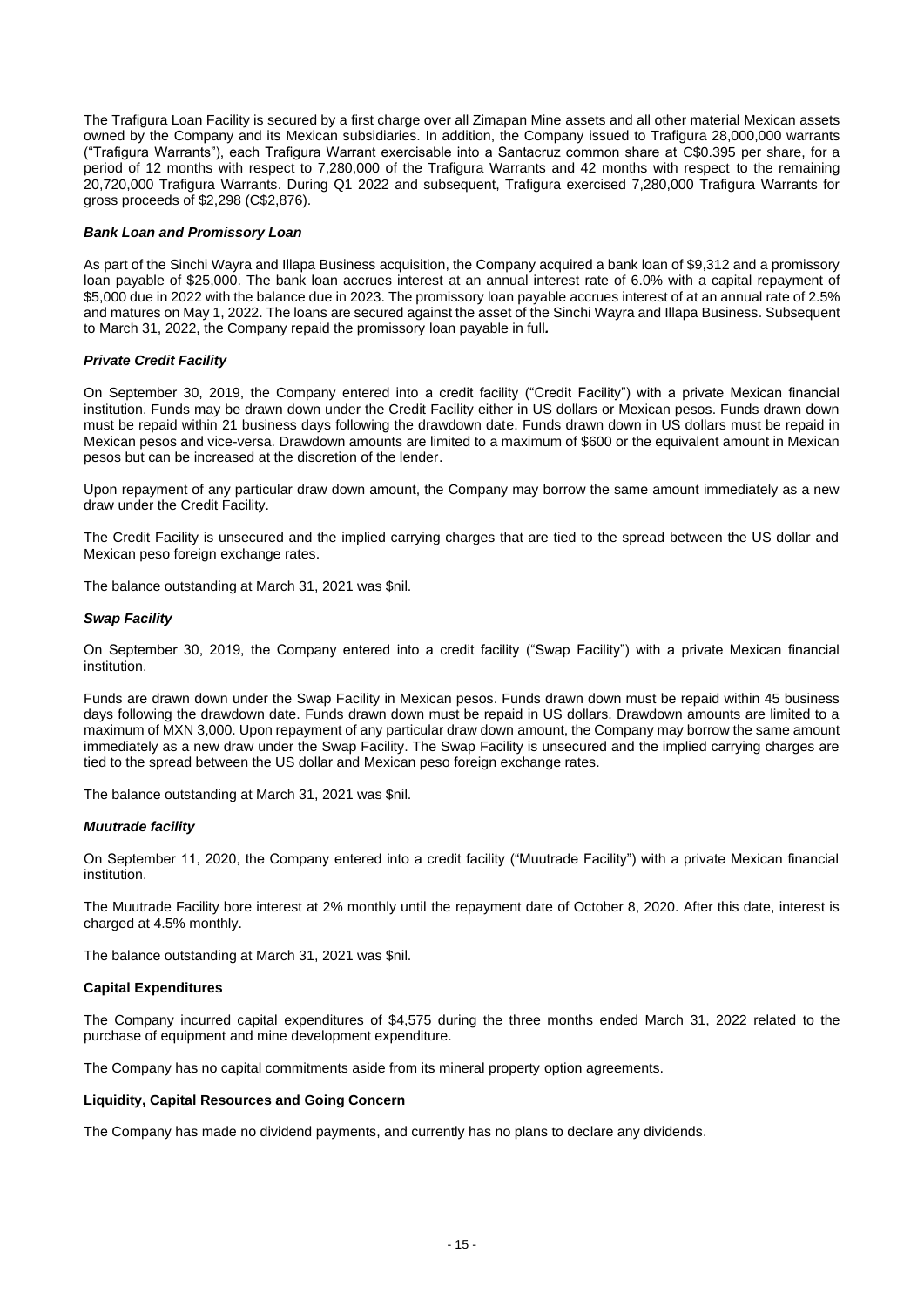The Trafigura Loan Facility is secured by a first charge over all Zimapan Mine assets and all other material Mexican assets owned by the Company and its Mexican subsidiaries. In addition, the Company issued to Trafigura 28,000,000 warrants ("Trafigura Warrants"), each Trafigura Warrant exercisable into a Santacruz common share at C$0.395 per share, for a period of 12 months with respect to 7,280,000 of the Trafigura Warrants and 42 months with respect to the remaining 20,720,000 Trafigura Warrants. During Q1 2022 and subsequent, Trafigura exercised 7,280,000 Trafigura Warrants for gross proceeds of $2,298 (C$2,876).

***Bank Loan and Promissory Loan***

As part of the Sinchi Wayra and Illapa Business acquisition, the Company acquired a bank loan of $9,312 and a promissory loan payable of $25,000. The bank loan accrues interest at an annual interest rate of 6.0% with a capital repayment of $5,000 due in 2022 with the balance due in 2023. The promissory loan payable accrues interest of at an annual rate of 2.5% and matures on May 1, 2022. The loans are secured against the asset of the Sinchi Wayra and Illapa Business. Subsequent to March 31, 2022, the Company repaid the promissory loan payable in full**.**

***Private Credit Facility***

On September 30, 2019, the Company entered into a credit facility ("Credit Facility") with a private Mexican financial institution. Funds may be drawn down under the Credit Facility either in US dollars or Mexican pesos. Funds drawn down must be repaid within 21 business days following the drawdown date. Funds drawn down in US dollars must be repaid in Mexican pesos and vice-versa. Drawdown amounts are limited to a maximum of $600 or the equivalent amount in Mexican pesos but can be increased at the discretion of the lender.

Upon repayment of any particular draw down amount, the Company may borrow the same amount immediately as a new draw under the Credit Facility.

The Credit Facility is unsecured and the implied carrying charges that are tied to the spread between the US dollar and Mexican peso foreign exchange rates.

The balance outstanding at March 31, 2021 was $nil.

***Swap Facility***

On September 30, 2019, the Company entered into a credit facility ("Swap Facility") with a private Mexican financial institution.

Funds are drawn down under the Swap Facility in Mexican pesos. Funds drawn down must be repaid within 45 business days following the drawdown date. Funds drawn down must be repaid in US dollars. Drawdown amounts are limited to a maximum of MXN 3,000. Upon repayment of any particular draw down amount, the Company may borrow the same amount immediately as a new draw under the Swap Facility. The Swap Facility is unsecured and the implied carrying charges are tied to the spread between the US dollar and Mexican peso foreign exchange rates.

The balance outstanding at March 31, 2021 was $nil.

***Muutrade facility***

On September 11, 2020, the Company entered into a credit facility ("Muutrade Facility") with a private Mexican financial institution.

The Muutrade Facility bore interest at 2% monthly until the repayment date of October 8, 2020. After this date, interest is charged at 4.5% monthly.

The balance outstanding at March 31, 2021 was $nil.

**Capital Expenditures**

The Company incurred capital expenditures of $4,575 during the three months ended March 31, 2022 related to the purchase of equipment and mine development expenditure.

The Company has no capital commitments aside from its mineral property option agreements.

**Liquidity, Capital Resources and Going Concern**

The Company has made no dividend payments, and currently has no plans to declare any dividends.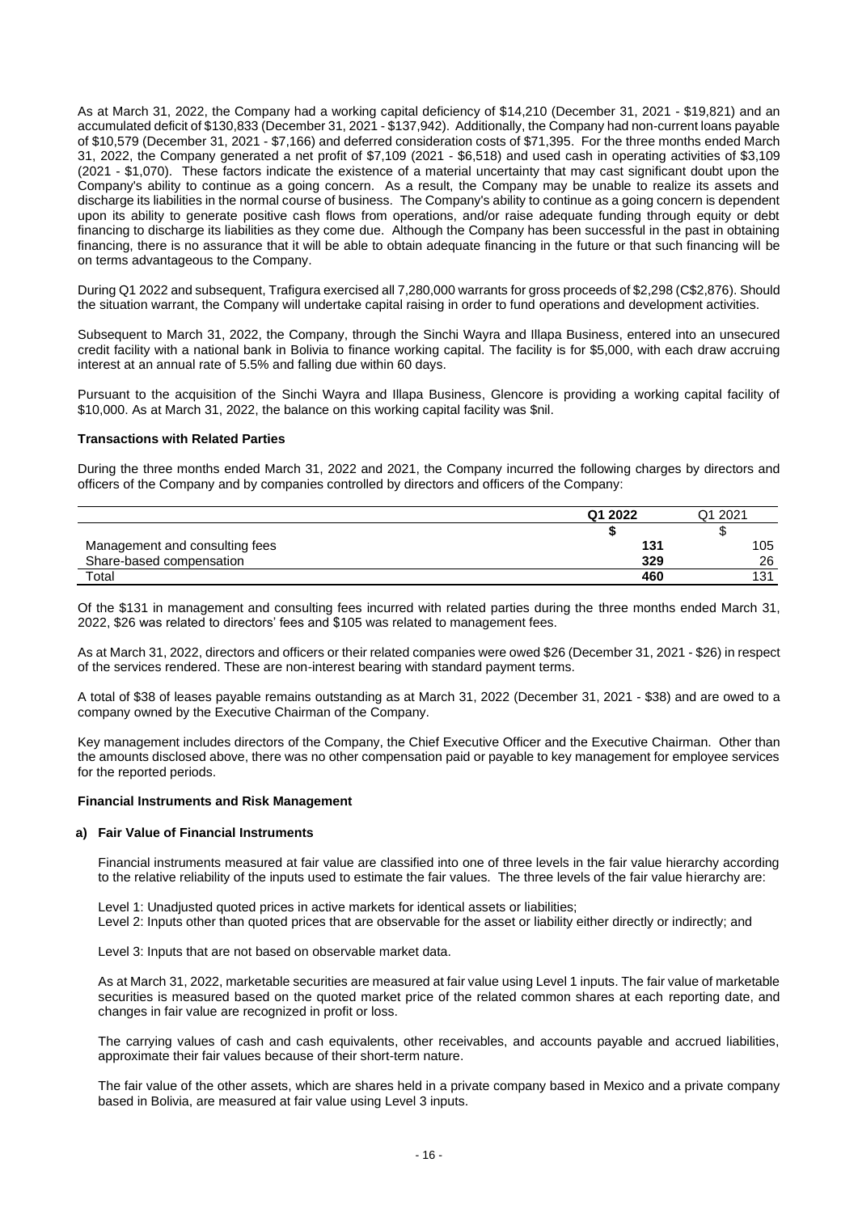As at March 31, 2022, the Company had a working capital deficiency of $14,210 (December 31, 2021 - $19,821) and an accumulated deficit of $130,833 (December 31, 2021 - $137,942). Additionally, the Company had non-current loans payable of $10,579 (December 31, 2021 - $7,166) and deferred consideration costs of $71,395. For the three months ended March 31, 2022, the Company generated a net profit of $7,109 (2021 - $6,518) and used cash in operating activities of $3,109 (2021 - $1,070). These factors indicate the existence of a material uncertainty that may cast significant doubt upon the Company's ability to continue as a going concern. As a result, the Company may be unable to realize its assets and discharge its liabilities in the normal course of business. The Company's ability to continue as a going concern is dependent upon its ability to generate positive cash flows from operations, and/or raise adequate funding through equity or debt financing to discharge its liabilities as they come due. Although the Company has been successful in the past in obtaining financing, there is no assurance that it will be able to obtain adequate financing in the future or that such financing will be on terms advantageous to the Company.

During Q1 2022 and subsequent, Trafigura exercised all 7,280,000 warrants for gross proceeds of $2,298 (C$2,876). Should the situation warrant, the Company will undertake capital raising in order to fund operations and development activities.

Subsequent to March 31, 2022, the Company, through the Sinchi Wayra and Illapa Business, entered into an unsecured credit facility with a national bank in Bolivia to finance working capital. The facility is for $5,000, with each draw accruing interest at an annual rate of 5.5% and falling due within 60 days.

Pursuant to the acquisition of the Sinchi Wayra and Illapa Business, Glencore is providing a working capital facility of $10,000. As at March 31, 2022, the balance on this working capital facility was $nil.

**Transactions with Related Parties**

During the three months ended March 31, 2022 and 2021, the Company incurred the following charges by directors and officers of the Company and by companies controlled by directors and officers of the Company:

| | **Q1 2022** | Q1 2021 |
|---|---|---|
| | **$** | $ |
| Management and consulting fees | **131** | 105 |
| Share-based compensation | **329** | 26 |
| Total | **460** | 131 |

Of the $131 in management and consulting fees incurred with related parties during the three months ended March 31, 2022, $26 was related to directors' fees and $105 was related to management fees.

As at March 31, 2022, directors and officers or their related companies were owed $26 (December 31, 2021 - $26) in respect of the services rendered. These are non-interest bearing with standard payment terms.

A total of $38 of leases payable remains outstanding as at March 31, 2022 (December 31, 2021 - $38) and are owed to a company owned by the Executive Chairman of the Company.

Key management includes directors of the Company, the Chief Executive Officer and the Executive Chairman. Other than the amounts disclosed above, there was no other compensation paid or payable to key management for employee services for the reported periods.

**Financial Instruments and Risk Management**

**a) Fair Value of Financial Instruments**

Financial instruments measured at fair value are classified into one of three levels in the fair value hierarchy according to the relative reliability of the inputs used to estimate the fair values. The three levels of the fair value hierarchy are:

Level 1: Unadjusted quoted prices in active markets for identical assets or liabilities;
Level 2: Inputs other than quoted prices that are observable for the asset or liability either directly or indirectly; and

Level 3: Inputs that are not based on observable market data.

As at March 31, 2022, marketable securities are measured at fair value using Level 1 inputs. The fair value of marketable securities is measured based on the quoted market price of the related common shares at each reporting date, and changes in fair value are recognized in profit or loss.

The carrying values of cash and cash equivalents, other receivables, and accounts payable and accrued liabilities, approximate their fair values because of their short-term nature.

The fair value of the other assets, which are shares held in a private company based in Mexico and a private company based in Bolivia, are measured at fair value using Level 3 inputs.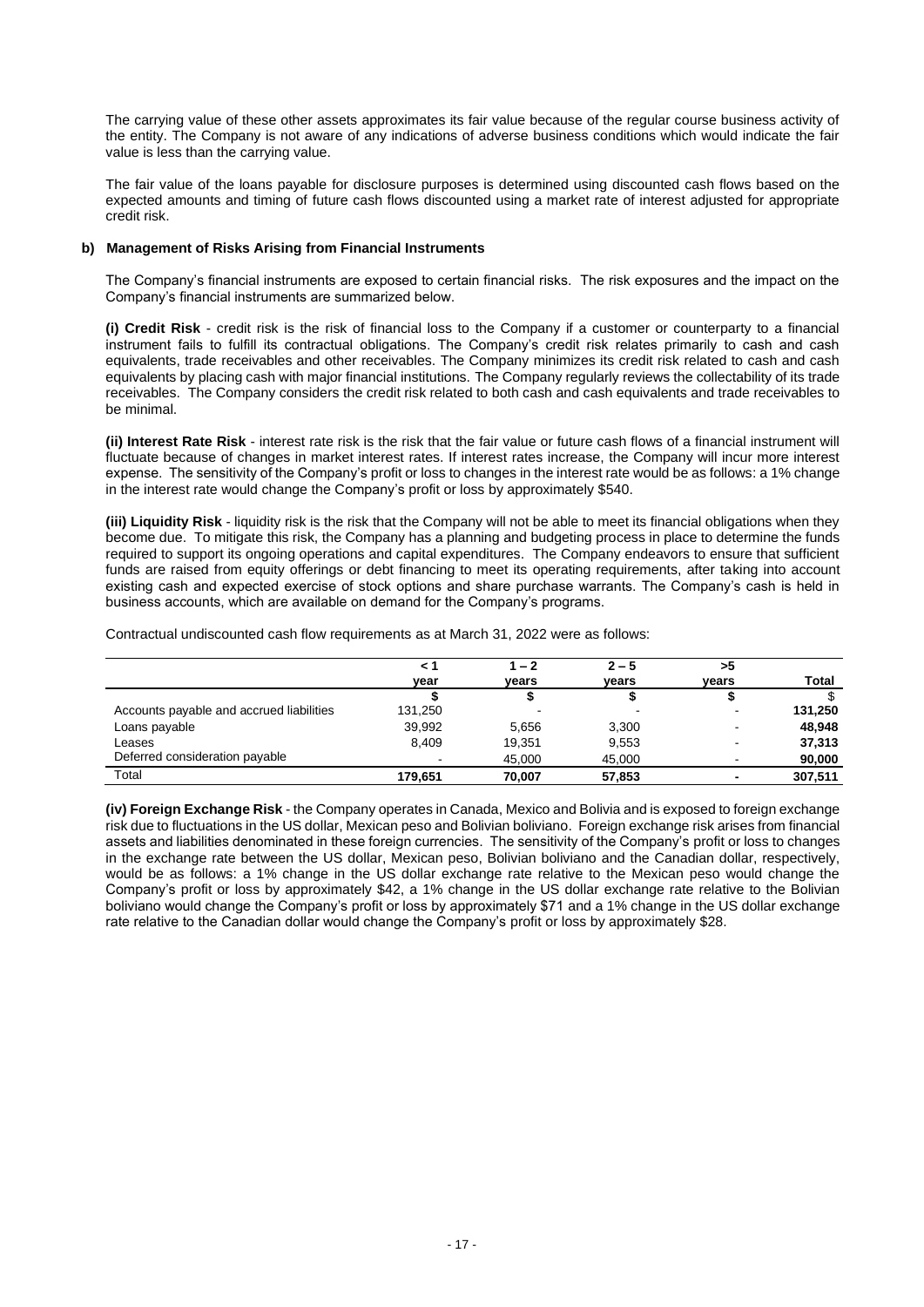The carrying value of these other assets approximates its fair value because of the regular course business activity of the entity. The Company is not aware of any indications of adverse business conditions which would indicate the fair value is less than the carrying value.

The fair value of the loans payable for disclosure purposes is determined using discounted cash flows based on the expected amounts and timing of future cash flows discounted using a market rate of interest adjusted for appropriate credit risk.

**b) Management of Risks Arising from Financial Instruments**

The Company's financial instruments are exposed to certain financial risks. The risk exposures and the impact on the Company's financial instruments are summarized below.

**(i) Credit Risk** - credit risk is the risk of financial loss to the Company if a customer or counterparty to a financial instrument fails to fulfill its contractual obligations. The Company's credit risk relates primarily to cash and cash equivalents, trade receivables and other receivables. The Company minimizes its credit risk related to cash and cash equivalents by placing cash with major financial institutions. The Company regularly reviews the collectability of its trade receivables. The Company considers the credit risk related to both cash and cash equivalents and trade receivables to be minimal.

**(ii) Interest Rate Risk** - interest rate risk is the risk that the fair value or future cash flows of a financial instrument will fluctuate because of changes in market interest rates. If interest rates increase, the Company will incur more interest expense. The sensitivity of the Company's profit or loss to changes in the interest rate would be as follows: a 1% change in the interest rate would change the Company's profit or loss by approximately \$540.

**(iii) Liquidity Risk** - liquidity risk is the risk that the Company will not be able to meet its financial obligations when they become due. To mitigate this risk, the Company has a planning and budgeting process in place to determine the funds required to support its ongoing operations and capital expenditures. The Company endeavors to ensure that sufficient funds are raised from equity offerings or debt financing to meet its operating requirements, after taking into account existing cash and expected exercise of stock options and share purchase warrants. The Company's cash is held in business accounts, which are available on demand for the Company's programs.

Contractual undiscounted cash flow requirements as at March 31, 2022 were as follows:

| | < 1 year | 1 – 2 years | 2 – 5 years | >5 years | Total |
|---|---|---|---|---|---|
| | \$ | \$ | \$ | \$ | \$ |
| Accounts payable and accrued liabilities | 131,250 | - | - | - | **131,250** |
| Loans payable | 39,992 | 5,656 | 3,300 | - | **48,948** |
| Leases | 8,409 | 19,351 | 9,553 | - | **37,313** |
| Deferred consideration payable | - | 45,000 | 45,000 | - | **90,000** |
| Total | **179,651** | **70,007** | **57,853** | **-** | **307,511** |

**(iv) Foreign Exchange Risk** - the Company operates in Canada, Mexico and Bolivia and is exposed to foreign exchange risk due to fluctuations in the US dollar, Mexican peso and Bolivian boliviano. Foreign exchange risk arises from financial assets and liabilities denominated in these foreign currencies. The sensitivity of the Company's profit or loss to changes in the exchange rate between the US dollar, Mexican peso, Bolivian boliviano and the Canadian dollar, respectively, would be as follows: a 1% change in the US dollar exchange rate relative to the Mexican peso would change the Company's profit or loss by approximately \$42, a 1% change in the US dollar exchange rate relative to the Bolivian boliviano would change the Company's profit or loss by approximately \$71 and a 1% change in the US dollar exchange rate relative to the Canadian dollar would change the Company's profit or loss by approximately \$28.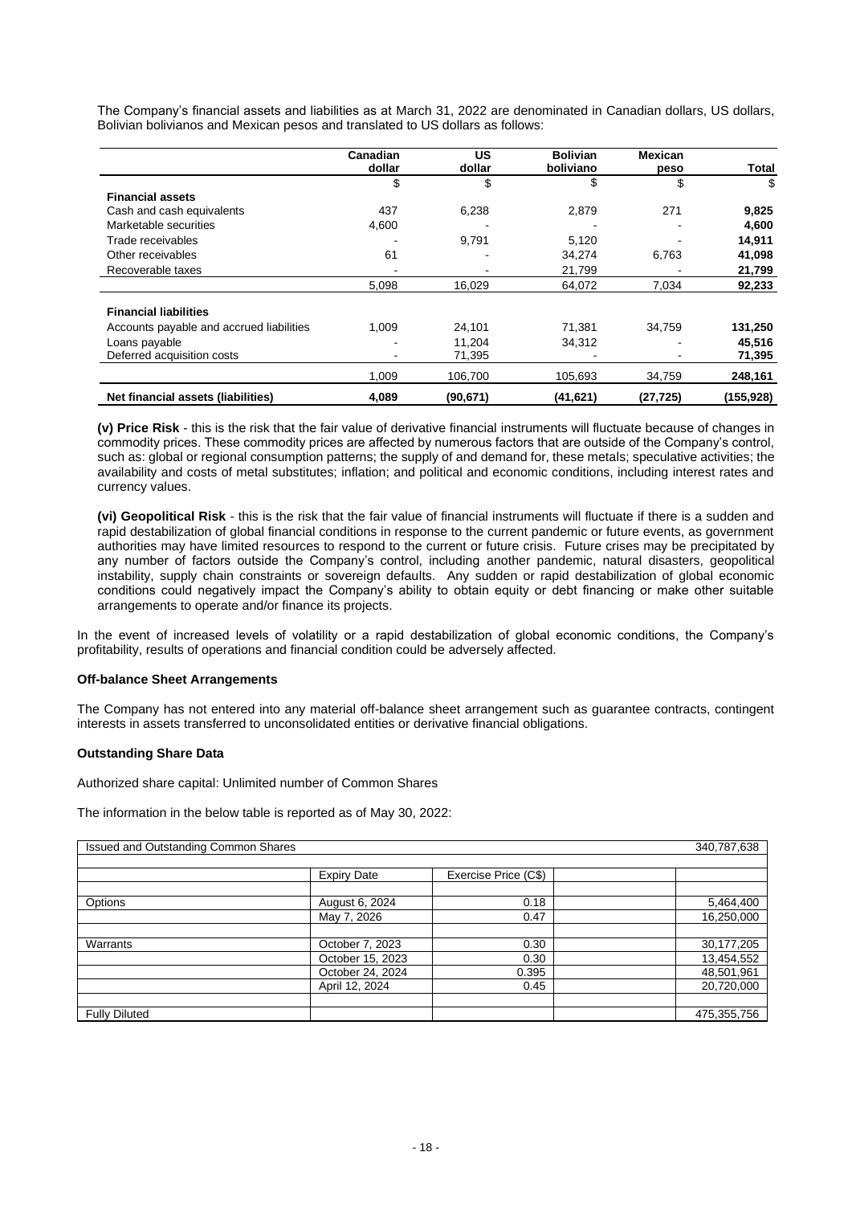The Company's financial assets and liabilities as at March 31, 2022 are denominated in Canadian dollars, US dollars, Bolivian bolivianos and Mexican pesos and translated to US dollars as follows:

| | Canadian dollar | US dollar | Bolivian boliviano | Mexican peso | Total |
|---|---|---|---|---|---|
| | $ | $ | $ | $ | $ |
| **Financial assets** | | | | | |
| Cash and cash equivalents | 437 | 6,238 | 2,879 | 271 | **9,825** |
| Marketable securities | 4,600 | - | - | - | **4,600** |
| Trade receivables | - | 9,791 | 5,120 | - | **14,911** |
| Other receivables | 61 | - | 34,274 | 6,763 | **41,098** |
| Recoverable taxes | - | - | 21,799 | - | **21,799** |
| | 5,098 | 16,029 | 64,072 | 7,034 | **92,233** |
| **Financial liabilities** | | | | | |
| Accounts payable and accrued liabilities | 1,009 | 24,101 | 71,381 | 34,759 | **131,250** |
| Loans payable | - | 11,204 | 34,312 | - | **45,516** |
| Deferred acquisition costs | - | 71,395 | - | - | **71,395** |
| | 1,009 | 106,700 | 105,693 | 34,759 | **248,161** |
| **Net financial assets (liabilities)** | **4,089** | **(90,671)** | **(41,621)** | **(27,725)** | **(155,928)** |

**(v) Price Risk** - this is the risk that the fair value of derivative financial instruments will fluctuate because of changes in commodity prices. These commodity prices are affected by numerous factors that are outside of the Company's control, such as: global or regional consumption patterns; the supply of and demand for, these metals; speculative activities; the availability and costs of metal substitutes; inflation; and political and economic conditions, including interest rates and currency values.

**(vi) Geopolitical Risk** - this is the risk that the fair value of financial instruments will fluctuate if there is a sudden and rapid destabilization of global financial conditions in response to the current pandemic or future events, as government authorities may have limited resources to respond to the current or future crisis. Future crises may be precipitated by any number of factors outside the Company's control, including another pandemic, natural disasters, geopolitical instability, supply chain constraints or sovereign defaults. Any sudden or rapid destabilization of global economic conditions could negatively impact the Company's ability to obtain equity or debt financing or make other suitable arrangements to operate and/or finance its projects.

In the event of increased levels of volatility or a rapid destabilization of global economic conditions, the Company's profitability, results of operations and financial condition could be adversely affected.

**Off-balance Sheet Arrangements**

The Company has not entered into any material off-balance sheet arrangement such as guarantee contracts, contingent interests in assets transferred to unconsolidated entities or derivative financial obligations.

**Outstanding Share Data**

Authorized share capital: Unlimited number of Common Shares

The information in the below table is reported as of May 30, 2022:

| Issued and Outstanding Common Shares | | | | 340,787,638 |
|---|---|---|---|---|
| | Expiry Date | Exercise Price (C$) | | |
| Options | August 6, 2024 | 0.18 | | 5,464,400 |
| | May 7, 2026 | 0.47 | | 16,250,000 |
| Warrants | October 7, 2023 | 0.30 | | 30,177,205 |
| | October 15, 2023 | 0.30 | | 13,454,552 |
| | October 24, 2024 | 0.395 | | 48,501,961 |
| | April 12, 2024 | 0.45 | | 20,720,000 |
| Fully Diluted | | | | 475,355,756 |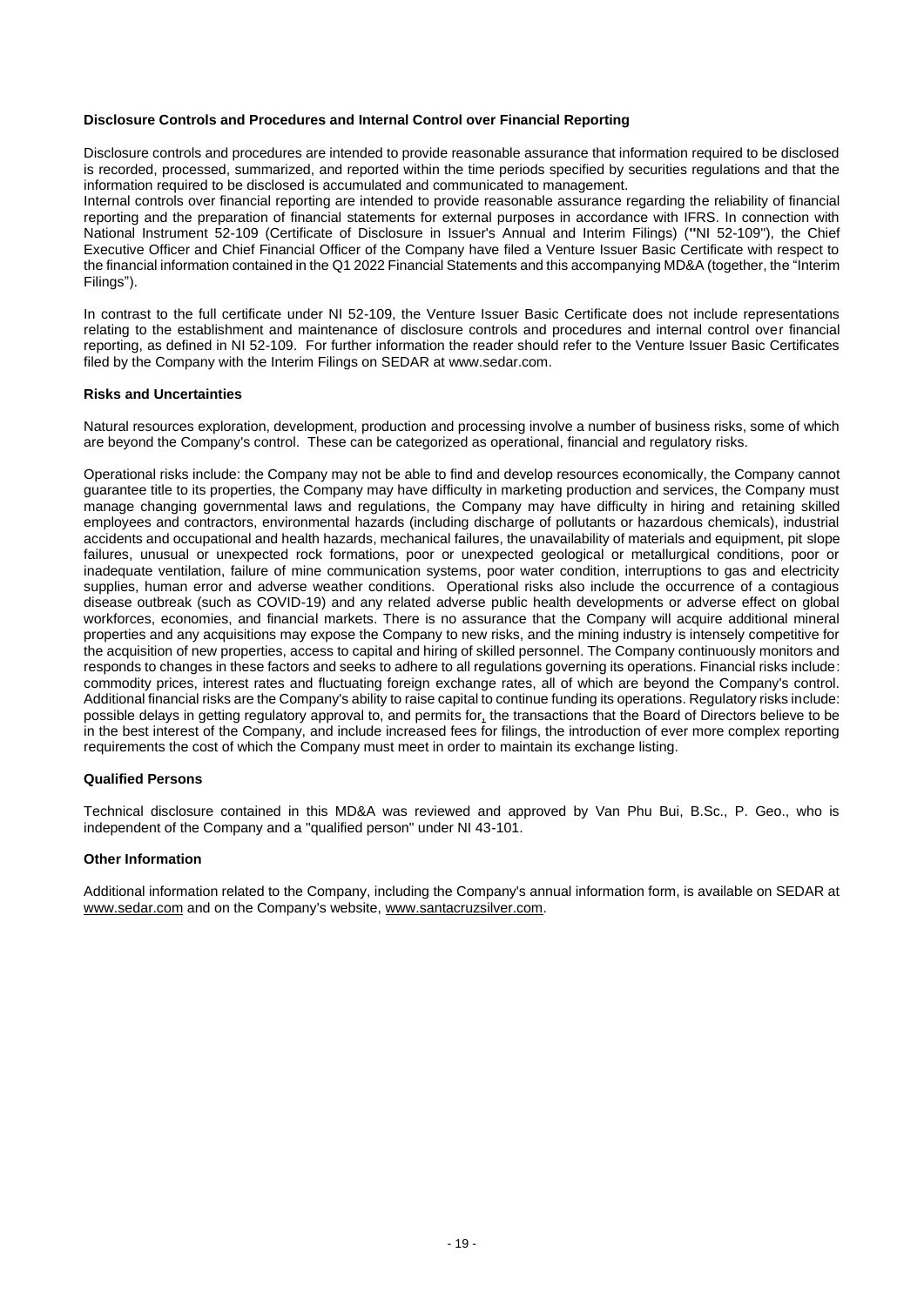**Disclosure Controls and Procedures and Internal Control over Financial Reporting**

Disclosure controls and procedures are intended to provide reasonable assurance that information required to be disclosed is recorded, processed, summarized, and reported within the time periods specified by securities regulations and that the information required to be disclosed is accumulated and communicated to management.

Internal controls over financial reporting are intended to provide reasonable assurance regarding the reliability of financial reporting and the preparation of financial statements for external purposes in accordance with IFRS. In connection with National Instrument 52-109 (Certificate of Disclosure in Issuer's Annual and Interim Filings) ("NI 52-109"), the Chief Executive Officer and Chief Financial Officer of the Company have filed a Venture Issuer Basic Certificate with respect to the financial information contained in the Q1 2022 Financial Statements and this accompanying MD&A (together, the "Interim Filings").

In contrast to the full certificate under NI 52-109, the Venture Issuer Basic Certificate does not include representations relating to the establishment and maintenance of disclosure controls and procedures and internal control over financial reporting, as defined in NI 52-109. For further information the reader should refer to the Venture Issuer Basic Certificates filed by the Company with the Interim Filings on SEDAR at www.sedar.com.

**Risks and Uncertainties**

Natural resources exploration, development, production and processing involve a number of business risks, some of which are beyond the Company's control. These can be categorized as operational, financial and regulatory risks.

Operational risks include: the Company may not be able to find and develop resources economically, the Company cannot guarantee title to its properties, the Company may have difficulty in marketing production and services, the Company must manage changing governmental laws and regulations, the Company may have difficulty in hiring and retaining skilled employees and contractors, environmental hazards (including discharge of pollutants or hazardous chemicals), industrial accidents and occupational and health hazards, mechanical failures, the unavailability of materials and equipment, pit slope failures, unusual or unexpected rock formations, poor or unexpected geological or metallurgical conditions, poor or inadequate ventilation, failure of mine communication systems, poor water condition, interruptions to gas and electricity supplies, human error and adverse weather conditions. Operational risks also include the occurrence of a contagious disease outbreak (such as COVID-19) and any related adverse public health developments or adverse effect on global workforces, economies, and financial markets. There is no assurance that the Company will acquire additional mineral properties and any acquisitions may expose the Company to new risks, and the mining industry is intensely competitive for the acquisition of new properties, access to capital and hiring of skilled personnel. The Company continuously monitors and responds to changes in these factors and seeks to adhere to all regulations governing its operations. Financial risks include: commodity prices, interest rates and fluctuating foreign exchange rates, all of which are beyond the Company's control. Additional financial risks are the Company's ability to raise capital to continue funding its operations. Regulatory risks include: possible delays in getting regulatory approval to, and permits for, the transactions that the Board of Directors believe to be in the best interest of the Company, and include increased fees for filings, the introduction of ever more complex reporting requirements the cost of which the Company must meet in order to maintain its exchange listing.

**Qualified Persons**

Technical disclosure contained in this MD&A was reviewed and approved by Van Phu Bui, B.Sc., P. Geo., who is independent of the Company and a "qualified person" under NI 43-101.

**Other Information**

Additional information related to the Company, including the Company's annual information form, is available on SEDAR at www.sedar.com and on the Company's website, www.santacruzsilver.com.